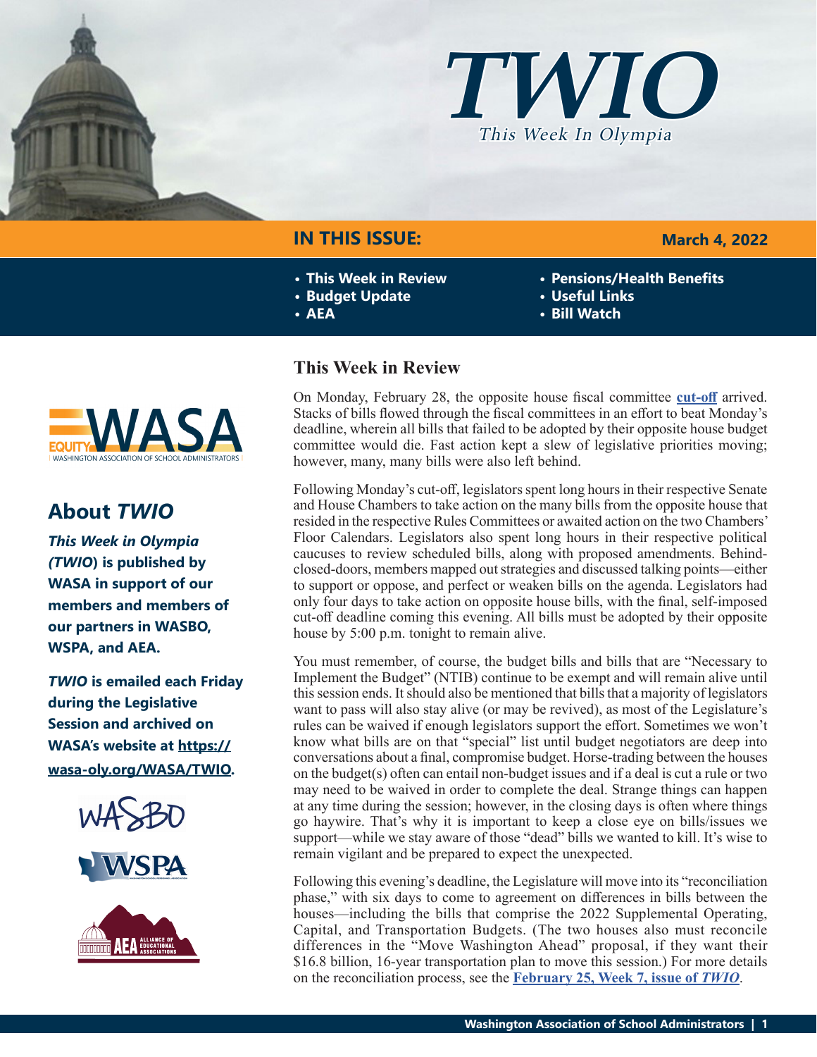# TWIO

*This Week In Olympia*

## IN THIS ISSUE:

**March 4, 2022**

- This Week in Review
- Budget Update
- AEA
- Pensions/Health Benefits
- Useful Links
- Bill Watch

## About *TWIO*

***This Week in Olympia* (*TWIO*) is published by WASA in support of our members and members of our partners in WASBO, WSPA, and AEA.**

***TWIO* is emailed each Friday during the Legislative Session and archived on WASA's website at https://wasa-oly.org/WASA/TWIO.**

## This Week in Review

On Monday, February 28, the opposite house fiscal committee **cut-off** arrived. Stacks of bills flowed through the fiscal committees in an effort to beat Monday's deadline, wherein all bills that failed to be adopted by their opposite house budget committee would die. Fast action kept a slew of legislative priorities moving; however, many, many bills were also left behind.

Following Monday's cut-off, legislators spent long hours in their respective Senate and House Chambers to take action on the many bills from the opposite house that resided in the respective Rules Committees or awaited action on the two Chambers' Floor Calendars. Legislators also spent long hours in their respective political caucuses to review scheduled bills, along with proposed amendments. Behind-closed-doors, members mapped out strategies and discussed talking points—either to support or oppose, and perfect or weaken bills on the agenda. Legislators had only four days to take action on opposite house bills, with the final, self-imposed cut-off deadline coming this evening. All bills must be adopted by their opposite house by 5:00 p.m. tonight to remain alive.

You must remember, of course, the budget bills and bills that are "Necessary to Implement the Budget" (NTIB) continue to be exempt and will remain alive until this session ends. It should also be mentioned that bills that a majority of legislators want to pass will also stay alive (or may be revived), as most of the Legislature's rules can be waived if enough legislators support the effort. Sometimes we won't know what bills are on that "special" list until budget negotiators are deep into conversations about a final, compromise budget. Horse-trading between the houses on the budget(s) often can entail non-budget issues and if a deal is cut a rule or two may need to be waived in order to complete the deal. Strange things can happen at any time during the session; however, in the closing days is often where things go haywire. That's why it is important to keep a close eye on bills/issues we support—while we stay aware of those "dead" bills we wanted to kill. It's wise to remain vigilant and be prepared to expect the unexpected.

Following this evening's deadline, the Legislature will move into its "reconciliation phase," with six days to come to agreement on differences in bills between the houses—including the bills that comprise the 2022 Supplemental Operating, Capital, and Transportation Budgets. (The two houses also must reconcile differences in the "Move Washington Ahead" proposal, if they want their $16.8 billion, 16-year transportation plan to move this session.) For more details on the reconciliation process, see the **February 25, Week 7, issue of *TWIO***.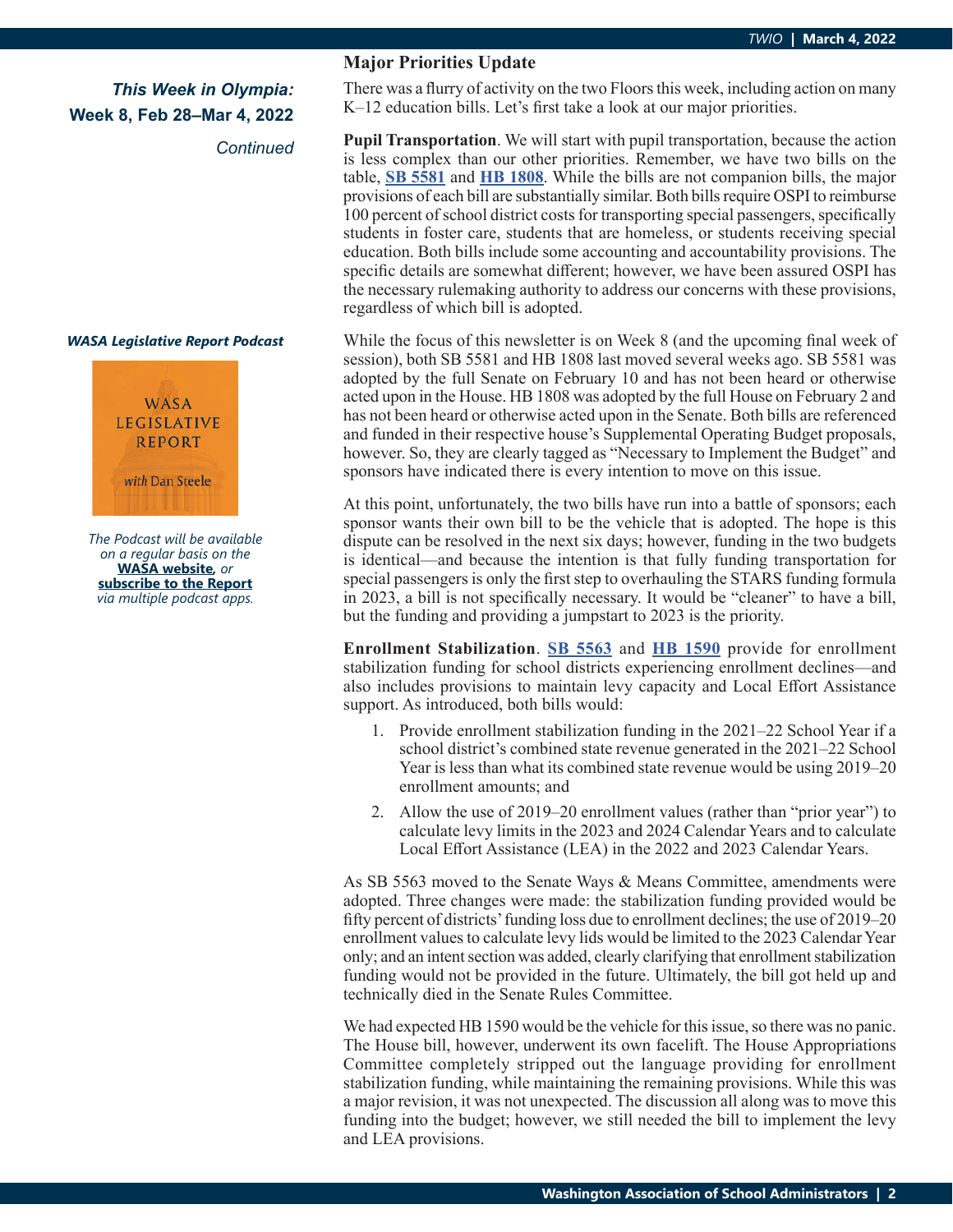*This Week in Olympia:*
**Week 8, Feb 28–Mar 4, 2022**
*Continued*

## Major Priorities Update

There was a flurry of activity on the two Floors this week, including action on many K–12 education bills. Let's first take a look at our major priorities.

**Pupil Transportation**. We will start with pupil transportation, because the action is less complex than our other priorities. Remember, we have two bills on the table, **SB 5581** and **HB 1808**. While the bills are not companion bills, the major provisions of each bill are substantially similar. Both bills require OSPI to reimburse 100 percent of school district costs for transporting special passengers, specifically students in foster care, students that are homeless, or students receiving special education. Both bills include some accounting and accountability provisions. The specific details are somewhat different; however, we have been assured OSPI has the necessary rulemaking authority to address our concerns with these provisions, regardless of which bill is adopted.

While the focus of this newsletter is on Week 8 (and the upcoming final week of session), both SB 5581 and HB 1808 last moved several weeks ago. SB 5581 was adopted by the full Senate on February 10 and has not been heard or otherwise acted upon in the House. HB 1808 was adopted by the full House on February 2 and has not been heard or otherwise acted upon in the Senate. Both bills are referenced and funded in their respective house's Supplemental Operating Budget proposals, however. So, they are clearly tagged as "Necessary to Implement the Budget" and sponsors have indicated there is every intention to move on this issue.

At this point, unfortunately, the two bills have run into a battle of sponsors; each sponsor wants their own bill to be the vehicle that is adopted. The hope is this dispute can be resolved in the next six days; however, funding in the two budgets is identical—and because the intention is that fully funding transportation for special passengers is only the first step to overhauling the STARS funding formula in 2023, a bill is not specifically necessary. It would be "cleaner" to have a bill, but the funding and providing a jumpstart to 2023 is the priority.

**Enrollment Stabilization**. **SB 5563** and **HB 1590** provide for enrollment stabilization funding for school districts experiencing enrollment declines—and also includes provisions to maintain levy capacity and Local Effort Assistance support. As introduced, both bills would:

1. Provide enrollment stabilization funding in the 2021–22 School Year if a school district's combined state revenue generated in the 2021–22 School Year is less than what its combined state revenue would be using 2019–20 enrollment amounts; and
2. Allow the use of 2019–20 enrollment values (rather than "prior year") to calculate levy limits in the 2023 and 2024 Calendar Years and to calculate Local Effort Assistance (LEA) in the 2022 and 2023 Calendar Years.

As SB 5563 moved to the Senate Ways & Means Committee, amendments were adopted. Three changes were made: the stabilization funding provided would be fifty percent of districts' funding loss due to enrollment declines; the use of 2019–20 enrollment values to calculate levy lids would be limited to the 2023 Calendar Year only; and an intent section was added, clearly clarifying that enrollment stabilization funding would not be provided in the future. Ultimately, the bill got held up and technically died in the Senate Rules Committee.

We had expected HB 1590 would be the vehicle for this issue, so there was no panic. The House bill, however, underwent its own facelift. The House Appropriations Committee completely stripped out the language providing for enrollment stabilization funding, while maintaining the remaining provisions. While this was a major revision, it was not unexpected. The discussion all along was to move this funding into the budget; however, we still needed the bill to implement the levy and LEA provisions.

***WASA Legislative Report Podcast***

WASA LEGISLATIVE REPORT *with Dan Steele*

*The Podcast will be available on a regular basis on the* **WASA website**, *or* **subscribe to the Report** *via multiple podcast apps.*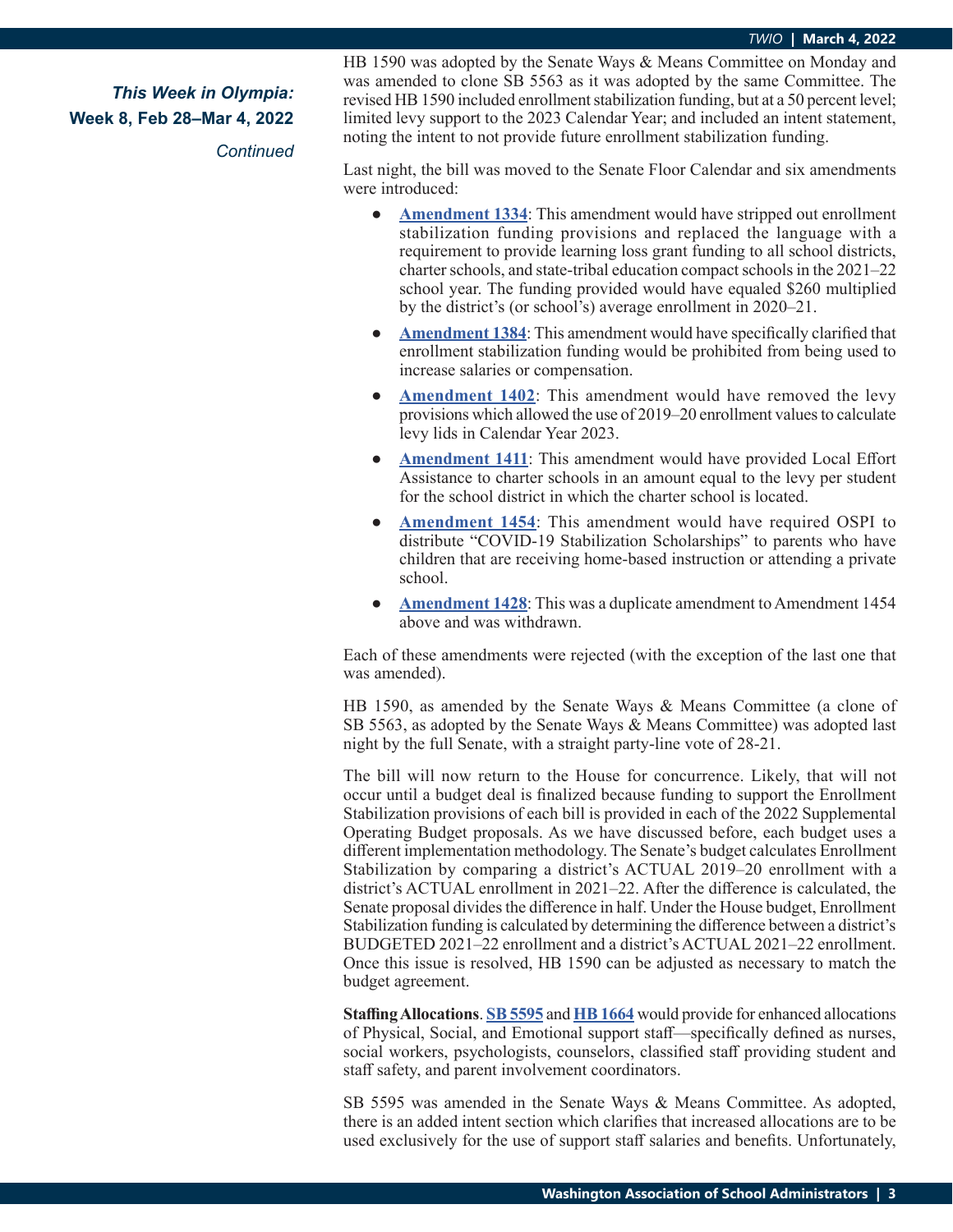*This Week in Olympia:*
**Week 8, Feb 28–Mar 4, 2022**
*Continued*

HB 1590 was adopted by the Senate Ways & Means Committee on Monday and was amended to clone SB 5563 as it was adopted by the same Committee. The revised HB 1590 included enrollment stabilization funding, but at a 50 percent level; limited levy support to the 2023 Calendar Year; and included an intent statement, noting the intent to not provide future enrollment stabilization funding.

Last night, the bill was moved to the Senate Floor Calendar and six amendments were introduced:

- **Amendment 1334**: This amendment would have stripped out enrollment stabilization funding provisions and replaced the language with a requirement to provide learning loss grant funding to all school districts, charter schools, and state-tribal education compact schools in the 2021–22 school year. The funding provided would have equaled $260 multiplied by the district's (or school's) average enrollment in 2020–21.
- **Amendment 1384**: This amendment would have specifically clarified that enrollment stabilization funding would be prohibited from being used to increase salaries or compensation.
- **Amendment 1402**: This amendment would have removed the levy provisions which allowed the use of 2019–20 enrollment values to calculate levy lids in Calendar Year 2023.
- **Amendment 1411**: This amendment would have provided Local Effort Assistance to charter schools in an amount equal to the levy per student for the school district in which the charter school is located.
- **Amendment 1454**: This amendment would have required OSPI to distribute "COVID-19 Stabilization Scholarships" to parents who have children that are receiving home-based instruction or attending a private school.
- **Amendment 1428**: This was a duplicate amendment to Amendment 1454 above and was withdrawn.

Each of these amendments were rejected (with the exception of the last one that was amended).

HB 1590, as amended by the Senate Ways & Means Committee (a clone of SB 5563, as adopted by the Senate Ways & Means Committee) was adopted last night by the full Senate, with a straight party-line vote of 28-21.

The bill will now return to the House for concurrence. Likely, that will not occur until a budget deal is finalized because funding to support the Enrollment Stabilization provisions of each bill is provided in each of the 2022 Supplemental Operating Budget proposals. As we have discussed before, each budget uses a different implementation methodology. The Senate's budget calculates Enrollment Stabilization by comparing a district's ACTUAL 2019–20 enrollment with a district's ACTUAL enrollment in 2021–22. After the difference is calculated, the Senate proposal divides the difference in half. Under the House budget, Enrollment Stabilization funding is calculated by determining the difference between a district's BUDGETED 2021–22 enrollment and a district's ACTUAL 2021–22 enrollment. Once this issue is resolved, HB 1590 can be adjusted as necessary to match the budget agreement.

**Staffing Allocations**. **SB 5595** and **HB 1664** would provide for enhanced allocations of Physical, Social, and Emotional support staff—specifically defined as nurses, social workers, psychologists, counselors, classified staff providing student and staff safety, and parent involvement coordinators.

SB 5595 was amended in the Senate Ways & Means Committee. As adopted, there is an added intent section which clarifies that increased allocations are to be used exclusively for the use of support staff salaries and benefits. Unfortunately,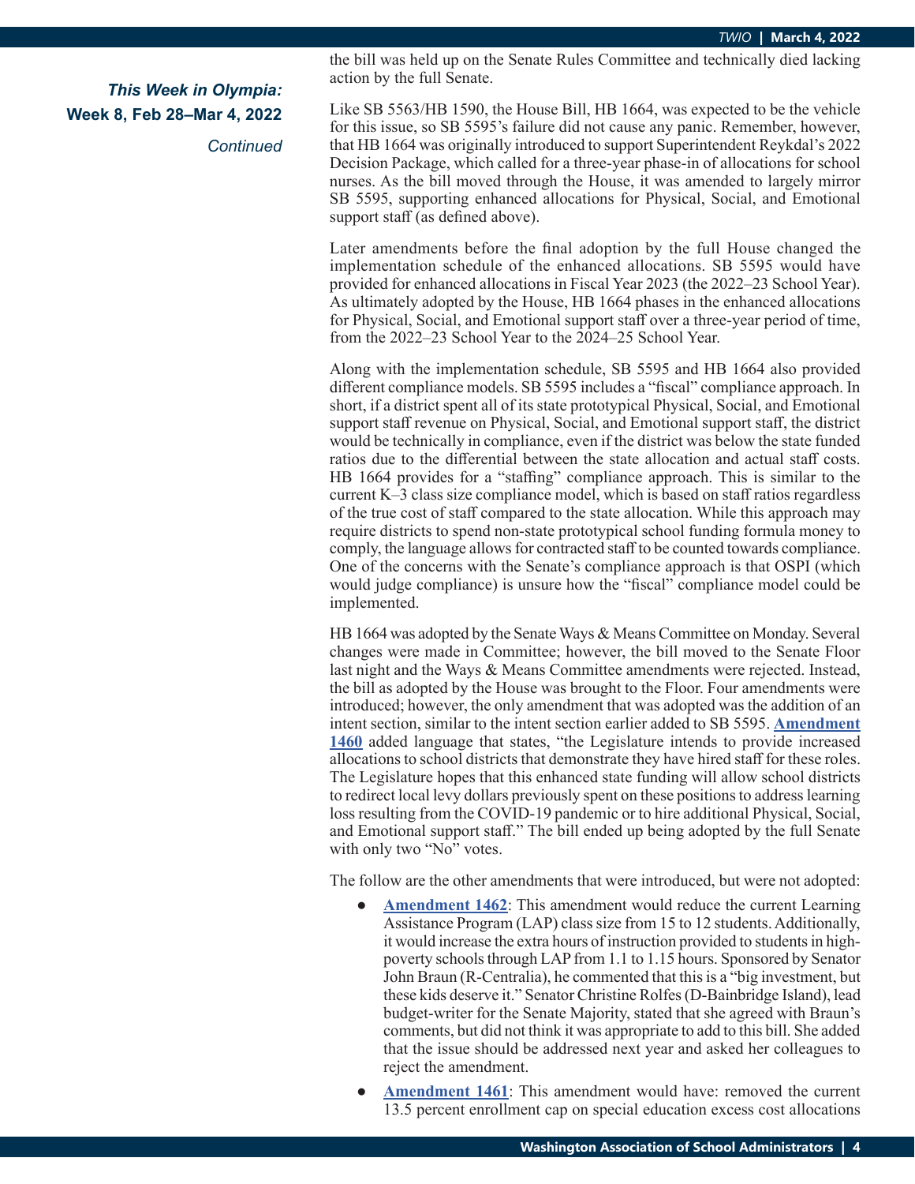*This Week in Olympia:*
**Week 8, Feb 28–Mar 4, 2022**
*Continued*

the bill was held up on the Senate Rules Committee and technically died lacking action by the full Senate.

Like SB 5563/HB 1590, the House Bill, HB 1664, was expected to be the vehicle for this issue, so SB 5595's failure did not cause any panic. Remember, however, that HB 1664 was originally introduced to support Superintendent Reykdal's 2022 Decision Package, which called for a three-year phase-in of allocations for school nurses. As the bill moved through the House, it was amended to largely mirror SB 5595, supporting enhanced allocations for Physical, Social, and Emotional support staff (as defined above).

Later amendments before the final adoption by the full House changed the implementation schedule of the enhanced allocations. SB 5595 would have provided for enhanced allocations in Fiscal Year 2023 (the 2022–23 School Year). As ultimately adopted by the House, HB 1664 phases in the enhanced allocations for Physical, Social, and Emotional support staff over a three-year period of time, from the 2022–23 School Year to the 2024–25 School Year.

Along with the implementation schedule, SB 5595 and HB 1664 also provided different compliance models. SB 5595 includes a "fiscal" compliance approach. In short, if a district spent all of its state prototypical Physical, Social, and Emotional support staff revenue on Physical, Social, and Emotional support staff, the district would be technically in compliance, even if the district was below the state funded ratios due to the differential between the state allocation and actual staff costs. HB 1664 provides for a "staffing" compliance approach. This is similar to the current K–3 class size compliance model, which is based on staff ratios regardless of the true cost of staff compared to the state allocation. While this approach may require districts to spend non-state prototypical school funding formula money to comply, the language allows for contracted staff to be counted towards compliance. One of the concerns with the Senate's compliance approach is that OSPI (which would judge compliance) is unsure how the "fiscal" compliance model could be implemented.

HB 1664 was adopted by the Senate Ways & Means Committee on Monday. Several changes were made in Committee; however, the bill moved to the Senate Floor last night and the Ways & Means Committee amendments were rejected. Instead, the bill as adopted by the House was brought to the Floor. Four amendments were introduced; however, the only amendment that was adopted was the addition of an intent section, similar to the intent section earlier added to SB 5595. **Amendment 1460** added language that states, "the Legislature intends to provide increased allocations to school districts that demonstrate they have hired staff for these roles. The Legislature hopes that this enhanced state funding will allow school districts to redirect local levy dollars previously spent on these positions to address learning loss resulting from the COVID-19 pandemic or to hire additional Physical, Social, and Emotional support staff." The bill ended up being adopted by the full Senate with only two "No" votes.

The follow are the other amendments that were introduced, but were not adopted:

- **Amendment 1462**: This amendment would reduce the current Learning Assistance Program (LAP) class size from 15 to 12 students. Additionally, it would increase the extra hours of instruction provided to students in high-poverty schools through LAP from 1.1 to 1.15 hours. Sponsored by Senator John Braun (R-Centralia), he commented that this is a "big investment, but these kids deserve it." Senator Christine Rolfes (D-Bainbridge Island), lead budget-writer for the Senate Majority, stated that she agreed with Braun's comments, but did not think it was appropriate to add to this bill. She added that the issue should be addressed next year and asked her colleagues to reject the amendment.
- **Amendment 1461**: This amendment would have: removed the current 13.5 percent enrollment cap on special education excess cost allocations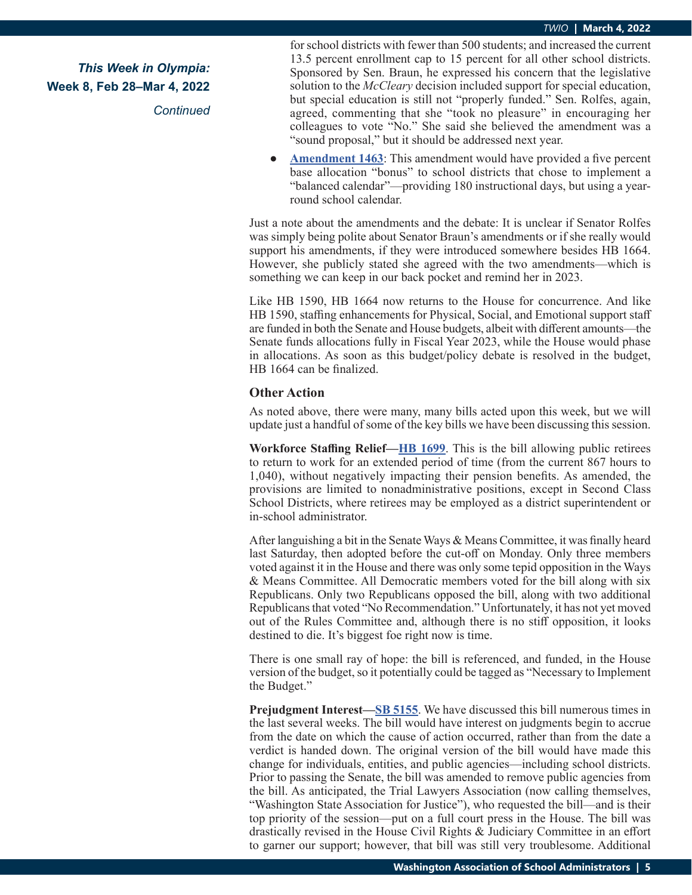***This Week in Olympia:***
**Week 8, Feb 28–Mar 4, 2022**
*Continued*

for school districts with fewer than 500 students; and increased the current 13.5 percent enrollment cap to 15 percent for all other school districts. Sponsored by Sen. Braun, he expressed his concern that the legislative solution to the *McCleary* decision included support for special education, but special education is still not "properly funded." Sen. Rolfes, again, agreed, commenting that she "took no pleasure" in encouraging her colleagues to vote "No." She said she believed the amendment was a "sound proposal," but it should be addressed next year.

- **Amendment 1463**: This amendment would have provided a five percent base allocation "bonus" to school districts that chose to implement a "balanced calendar"—providing 180 instructional days, but using a year-round school calendar.

Just a note about the amendments and the debate: It is unclear if Senator Rolfes was simply being polite about Senator Braun's amendments or if she really would support his amendments, if they were introduced somewhere besides HB 1664. However, she publicly stated she agreed with the two amendments—which is something we can keep in our back pocket and remind her in 2023.

Like HB 1590, HB 1664 now returns to the House for concurrence. And like HB 1590, staffing enhancements for Physical, Social, and Emotional support staff are funded in both the Senate and House budgets, albeit with different amounts—the Senate funds allocations fully in Fiscal Year 2023, while the House would phase in allocations. As soon as this budget/policy debate is resolved in the budget, HB 1664 can be finalized.

### Other Action

As noted above, there were many, many bills acted upon this week, but we will update just a handful of some of the key bills we have been discussing this session.

**Workforce Staffing Relief—HB 1699**. This is the bill allowing public retirees to return to work for an extended period of time (from the current 867 hours to 1,040), without negatively impacting their pension benefits. As amended, the provisions are limited to nonadministrative positions, except in Second Class School Districts, where retirees may be employed as a district superintendent or in-school administrator.

After languishing a bit in the Senate Ways & Means Committee, it was finally heard last Saturday, then adopted before the cut-off on Monday. Only three members voted against it in the House and there was only some tepid opposition in the Ways & Means Committee. All Democratic members voted for the bill along with six Republicans. Only two Republicans opposed the bill, along with two additional Republicans that voted "No Recommendation." Unfortunately, it has not yet moved out of the Rules Committee and, although there is no stiff opposition, it looks destined to die. It's biggest foe right now is time.

There is one small ray of hope: the bill is referenced, and funded, in the House version of the budget, so it potentially could be tagged as "Necessary to Implement the Budget."

**Prejudgment Interest—SB 5155**. We have discussed this bill numerous times in the last several weeks. The bill would have interest on judgments begin to accrue from the date on which the cause of action occurred, rather than from the date a verdict is handed down. The original version of the bill would have made this change for individuals, entities, and public agencies—including school districts. Prior to passing the Senate, the bill was amended to remove public agencies from the bill. As anticipated, the Trial Lawyers Association (now calling themselves, "Washington State Association for Justice"), who requested the bill—and is their top priority of the session—put on a full court press in the House. The bill was drastically revised in the House Civil Rights & Judiciary Committee in an effort to garner our support; however, that bill was still very troublesome. Additional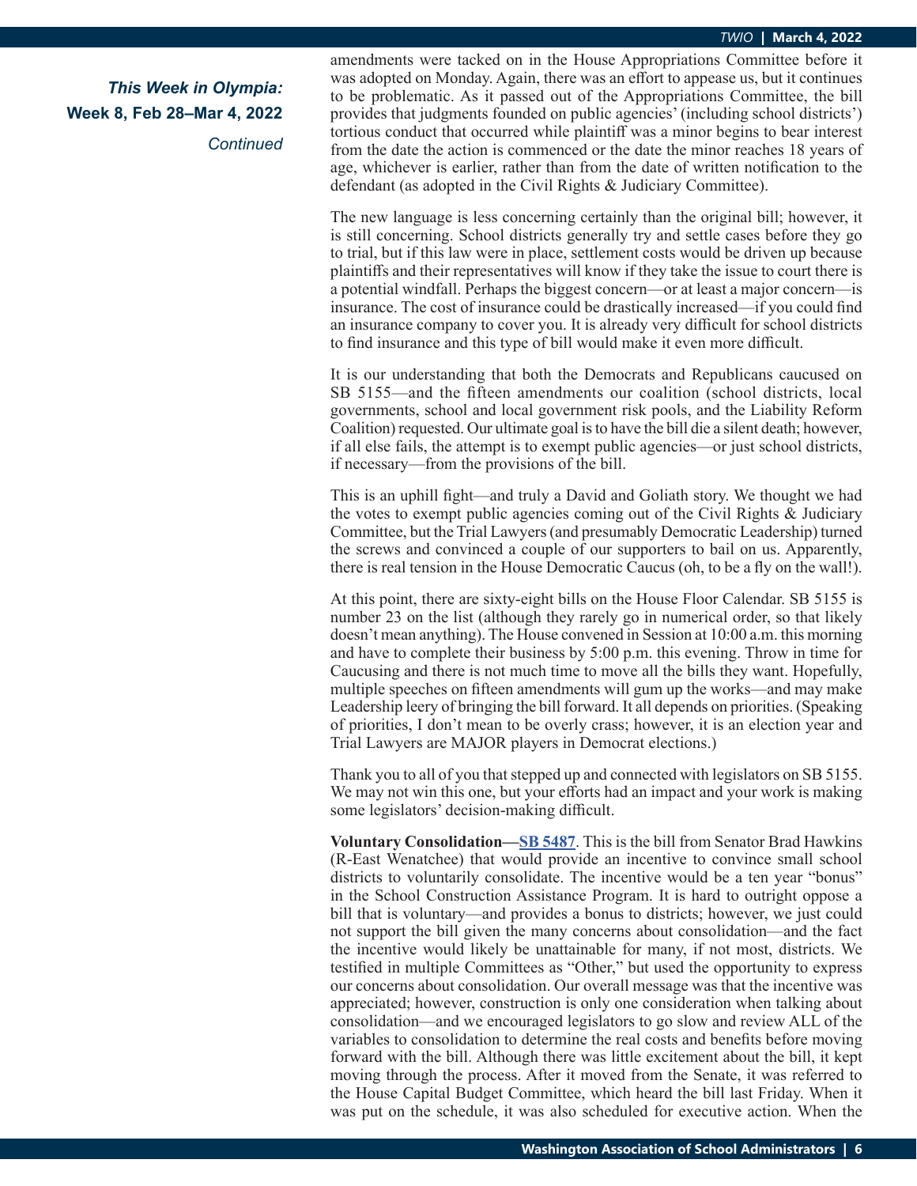amendments were tacked on in the House Appropriations Committee before it was adopted on Monday. Again, there was an effort to appease us, but it continues to be problematic. As it passed out of the Appropriations Committee, the bill provides that judgments founded on public agencies' (including school districts') tortious conduct that occurred while plaintiff was a minor begins to bear interest from the date the action is commenced or the date the minor reaches 18 years of age, whichever is earlier, rather than from the date of written notification to the defendant (as adopted in the Civil Rights & Judiciary Committee).

The new language is less concerning certainly than the original bill; however, it is still concerning. School districts generally try and settle cases before they go to trial, but if this law were in place, settlement costs would be driven up because plaintiffs and their representatives will know if they take the issue to court there is a potential windfall. Perhaps the biggest concern—or at least a major concern—is insurance. The cost of insurance could be drastically increased—if you could find an insurance company to cover you. It is already very difficult for school districts to find insurance and this type of bill would make it even more difficult.

It is our understanding that both the Democrats and Republicans caucused on SB 5155—and the fifteen amendments our coalition (school districts, local governments, school and local government risk pools, and the Liability Reform Coalition) requested. Our ultimate goal is to have the bill die a silent death; however, if all else fails, the attempt is to exempt public agencies—or just school districts, if necessary—from the provisions of the bill.

This is an uphill fight—and truly a David and Goliath story. We thought we had the votes to exempt public agencies coming out of the Civil Rights & Judiciary Committee, but the Trial Lawyers (and presumably Democratic Leadership) turned the screws and convinced a couple of our supporters to bail on us. Apparently, there is real tension in the House Democratic Caucus (oh, to be a fly on the wall!).

At this point, there are sixty-eight bills on the House Floor Calendar. SB 5155 is number 23 on the list (although they rarely go in numerical order, so that likely doesn't mean anything). The House convened in Session at 10:00 a.m. this morning and have to complete their business by 5:00 p.m. this evening. Throw in time for Caucusing and there is not much time to move all the bills they want. Hopefully, multiple speeches on fifteen amendments will gum up the works—and may make Leadership leery of bringing the bill forward. It all depends on priorities. (Speaking of priorities, I don't mean to be overly crass; however, it is an election year and Trial Lawyers are MAJOR players in Democrat elections.)

Thank you to all of you that stepped up and connected with legislators on SB 5155. We may not win this one, but your efforts had an impact and your work is making some legislators' decision-making difficult.

**Voluntary Consolidation—SB 5487**. This is the bill from Senator Brad Hawkins (R-East Wenatchee) that would provide an incentive to convince small school districts to voluntarily consolidate. The incentive would be a ten year "bonus" in the School Construction Assistance Program. It is hard to outright oppose a bill that is voluntary—and provides a bonus to districts; however, we just could not support the bill given the many concerns about consolidation—and the fact the incentive would likely be unattainable for many, if not most, districts. We testified in multiple Committees as "Other," but used the opportunity to express our concerns about consolidation. Our overall message was that the incentive was appreciated; however, construction is only one consideration when talking about consolidation—and we encouraged legislators to go slow and review ALL of the variables to consolidation to determine the real costs and benefits before moving forward with the bill. Although there was little excitement about the bill, it kept moving through the process. After it moved from the Senate, it was referred to the House Capital Budget Committee, which heard the bill last Friday. When it was put on the schedule, it was also scheduled for executive action. When the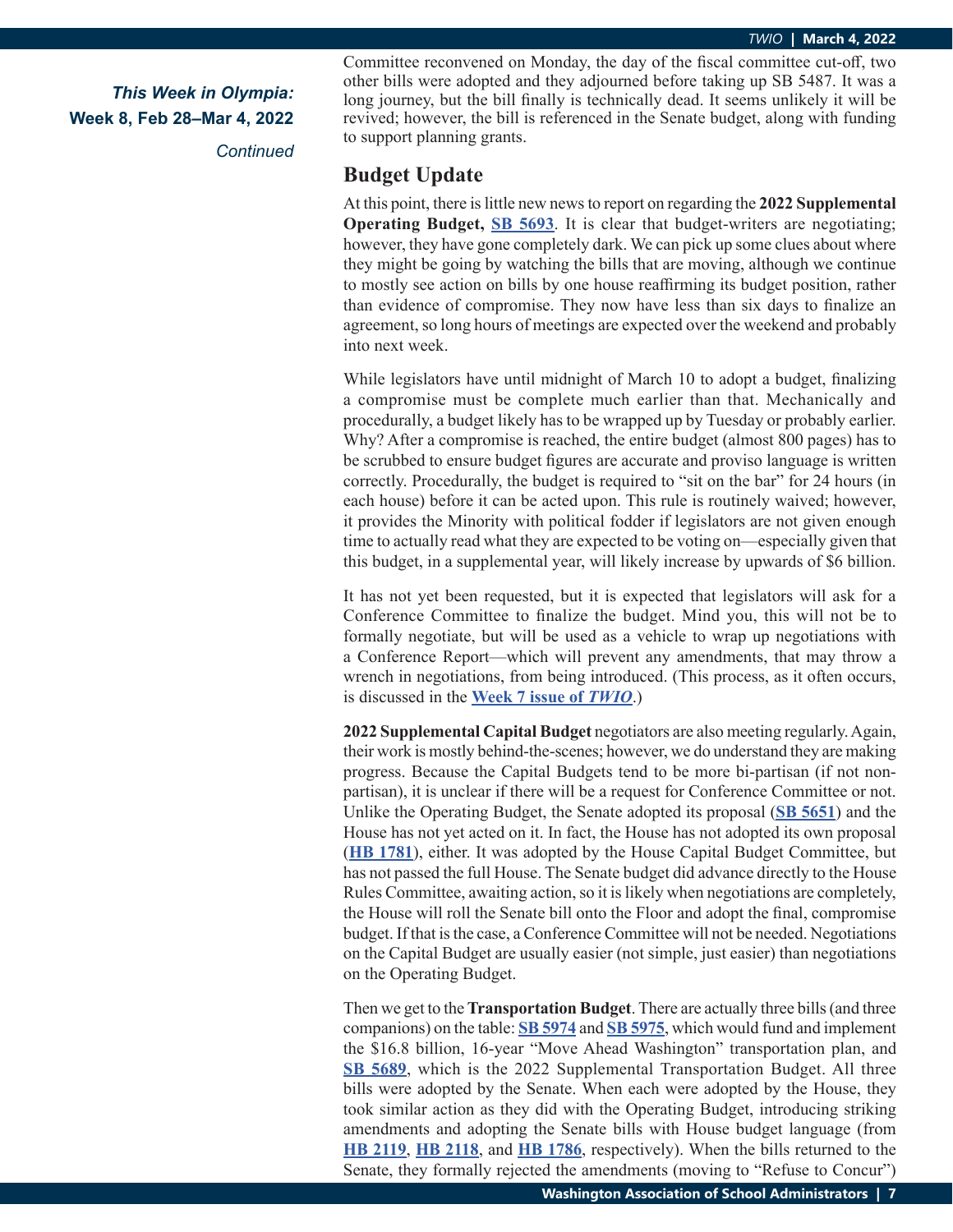*This Week in Olympia:*
**Week 8, Feb 28–Mar 4, 2022**
*Continued*

Committee reconvened on Monday, the day of the fiscal committee cut-off, two other bills were adopted and they adjourned before taking up SB 5487. It was a long journey, but the bill finally is technically dead. It seems unlikely it will be revived; however, the bill is referenced in the Senate budget, along with funding to support planning grants.

## Budget Update

At this point, there is little new news to report on regarding the **2022 Supplemental Operating Budget, SB 5693**. It is clear that budget-writers are negotiating; however, they have gone completely dark. We can pick up some clues about where they might be going by watching the bills that are moving, although we continue to mostly see action on bills by one house reaffirming its budget position, rather than evidence of compromise. They now have less than six days to finalize an agreement, so long hours of meetings are expected over the weekend and probably into next week.

While legislators have until midnight of March 10 to adopt a budget, finalizing a compromise must be complete much earlier than that. Mechanically and procedurally, a budget likely has to be wrapped up by Tuesday or probably earlier. Why? After a compromise is reached, the entire budget (almost 800 pages) has to be scrubbed to ensure budget figures are accurate and proviso language is written correctly. Procedurally, the budget is required to "sit on the bar" for 24 hours (in each house) before it can be acted upon. This rule is routinely waived; however, it provides the Minority with political fodder if legislators are not given enough time to actually read what they are expected to be voting on—especially given that this budget, in a supplemental year, will likely increase by upwards of $6 billion.

It has not yet been requested, but it is expected that legislators will ask for a Conference Committee to finalize the budget. Mind you, this will not be to formally negotiate, but will be used as a vehicle to wrap up negotiations with a Conference Report—which will prevent any amendments, that may throw a wrench in negotiations, from being introduced. (This process, as it often occurs, is discussed in the **Week 7 issue of *TWIO***.)

**2022 Supplemental Capital Budget** negotiators are also meeting regularly. Again, their work is mostly behind-the-scenes; however, we do understand they are making progress. Because the Capital Budgets tend to be more bi-partisan (if not non-partisan), it is unclear if there will be a request for Conference Committee or not. Unlike the Operating Budget, the Senate adopted its proposal (**SB 5651**) and the House has not yet acted on it. In fact, the House has not adopted its own proposal (**HB 1781**), either. It was adopted by the House Capital Budget Committee, but has not passed the full House. The Senate budget did advance directly to the House Rules Committee, awaiting action, so it is likely when negotiations are completely, the House will roll the Senate bill onto the Floor and adopt the final, compromise budget. If that is the case, a Conference Committee will not be needed. Negotiations on the Capital Budget are usually easier (not simple, just easier) than negotiations on the Operating Budget.

Then we get to the **Transportation Budget**. There are actually three bills (and three companions) on the table: **SB 5974** and **SB 5975**, which would fund and implement the $16.8 billion, 16-year "Move Ahead Washington" transportation plan, and **SB 5689**, which is the 2022 Supplemental Transportation Budget. All three bills were adopted by the Senate. When each were adopted by the House, they took similar action as they did with the Operating Budget, introducing striking amendments and adopting the Senate bills with House budget language (from **HB 2119**, **HB 2118**, and **HB 1786**, respectively). When the bills returned to the Senate, they formally rejected the amendments (moving to "Refuse to Concur")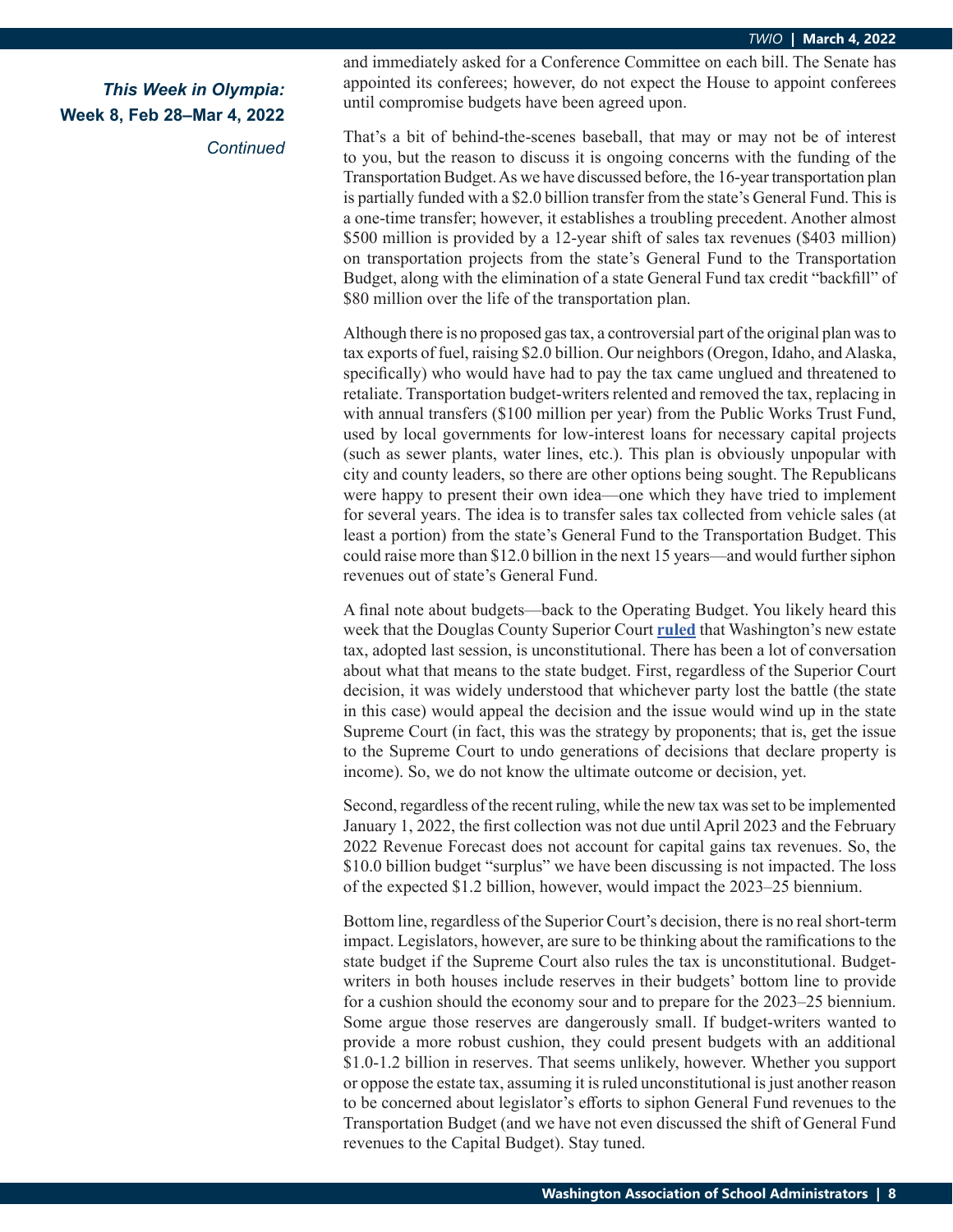***This Week in Olympia:***
**Week 8, Feb 28–Mar 4, 2022**

*Continued*

and immediately asked for a Conference Committee on each bill. The Senate has appointed its conferees; however, do not expect the House to appoint conferees until compromise budgets have been agreed upon.

That's a bit of behind-the-scenes baseball, that may or may not be of interest to you, but the reason to discuss it is ongoing concerns with the funding of the Transportation Budget. As we have discussed before, the 16-year transportation plan is partially funded with a $2.0 billion transfer from the state's General Fund. This is a one-time transfer; however, it establishes a troubling precedent. Another almost $500 million is provided by a 12-year shift of sales tax revenues ($403 million) on transportation projects from the state's General Fund to the Transportation Budget, along with the elimination of a state General Fund tax credit "backfill" of $80 million over the life of the transportation plan.

Although there is no proposed gas tax, a controversial part of the original plan was to tax exports of fuel, raising $2.0 billion. Our neighbors (Oregon, Idaho, and Alaska, specifically) who would have had to pay the tax came unglued and threatened to retaliate. Transportation budget-writers relented and removed the tax, replacing in with annual transfers ($100 million per year) from the Public Works Trust Fund, used by local governments for low-interest loans for necessary capital projects (such as sewer plants, water lines, etc.). This plan is obviously unpopular with city and county leaders, so there are other options being sought. The Republicans were happy to present their own idea—one which they have tried to implement for several years. The idea is to transfer sales tax collected from vehicle sales (at least a portion) from the state's General Fund to the Transportation Budget. This could raise more than $12.0 billion in the next 15 years—and would further siphon revenues out of state's General Fund.

A final note about budgets—back to the Operating Budget. You likely heard this week that the Douglas County Superior Court **ruled** that Washington's new estate tax, adopted last session, is unconstitutional. There has been a lot of conversation about what that means to the state budget. First, regardless of the Superior Court decision, it was widely understood that whichever party lost the battle (the state in this case) would appeal the decision and the issue would wind up in the state Supreme Court (in fact, this was the strategy by proponents; that is, get the issue to the Supreme Court to undo generations of decisions that declare property is income). So, we do not know the ultimate outcome or decision, yet.

Second, regardless of the recent ruling, while the new tax was set to be implemented January 1, 2022, the first collection was not due until April 2023 and the February 2022 Revenue Forecast does not account for capital gains tax revenues. So, the $10.0 billion budget "surplus" we have been discussing is not impacted. The loss of the expected $1.2 billion, however, would impact the 2023–25 biennium.

Bottom line, regardless of the Superior Court's decision, there is no real short-term impact. Legislators, however, are sure to be thinking about the ramifications to the state budget if the Supreme Court also rules the tax is unconstitutional. Budget-writers in both houses include reserves in their budgets' bottom line to provide for a cushion should the economy sour and to prepare for the 2023–25 biennium. Some argue those reserves are dangerously small. If budget-writers wanted to provide a more robust cushion, they could present budgets with an additional $1.0-1.2 billion in reserves. That seems unlikely, however. Whether you support or oppose the estate tax, assuming it is ruled unconstitutional is just another reason to be concerned about legislator's efforts to siphon General Fund revenues to the Transportation Budget (and we have not even discussed the shift of General Fund revenues to the Capital Budget). Stay tuned.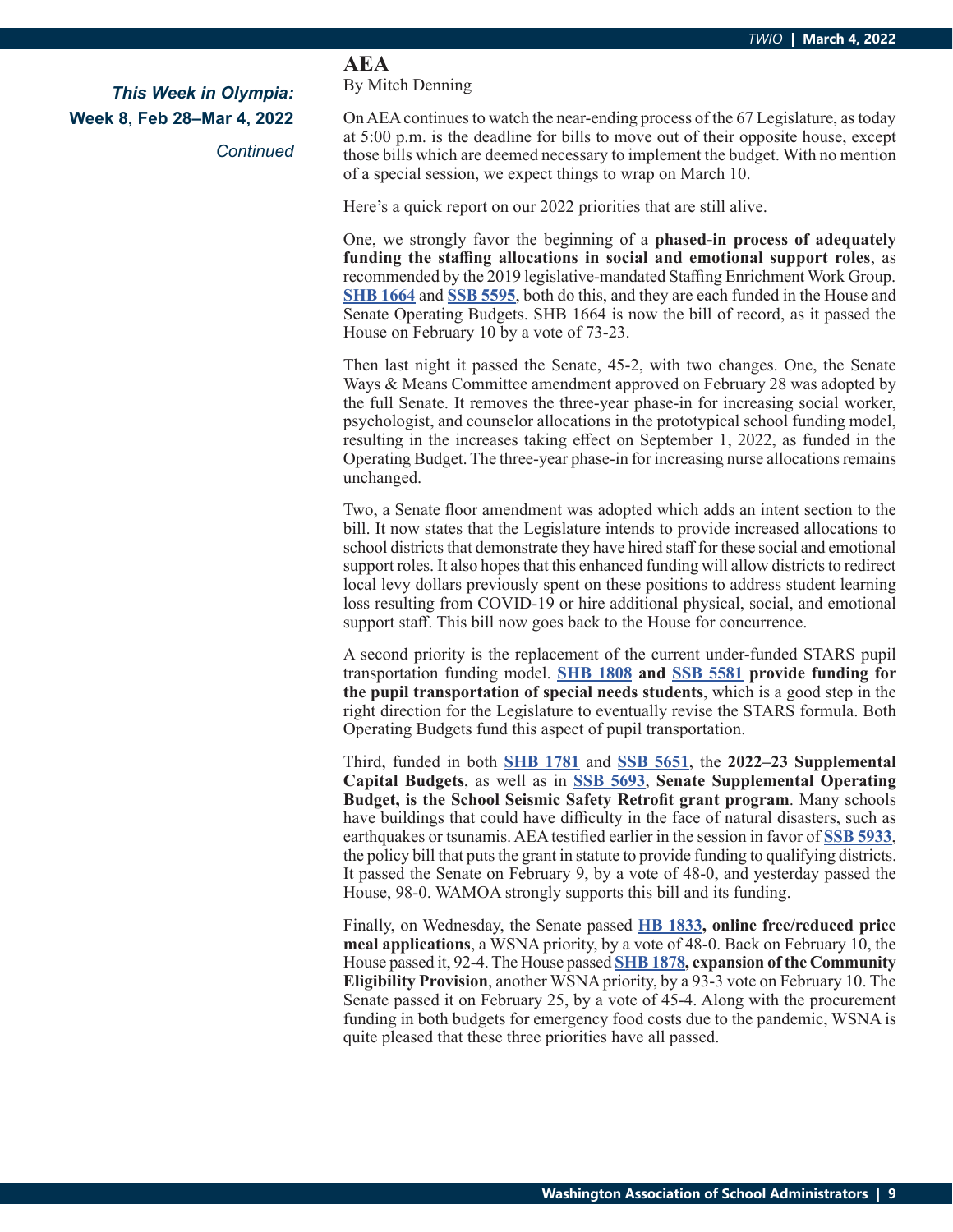*This Week in Olympia:*
**Week 8, Feb 28–Mar 4, 2022**
*Continued*

## AEA

By Mitch Denning

On AEA continues to watch the near-ending process of the 67 Legislature, as today at 5:00 p.m. is the deadline for bills to move out of their opposite house, except those bills which are deemed necessary to implement the budget. With no mention of a special session, we expect things to wrap on March 10.

Here's a quick report on our 2022 priorities that are still alive.

One, we strongly favor the beginning of a **phased-in process of adequately funding the staffing allocations in social and emotional support roles**, as recommended by the 2019 legislative-mandated Staffing Enrichment Work Group. **SHB 1664** and **SSB 5595**, both do this, and they are each funded in the House and Senate Operating Budgets. SHB 1664 is now the bill of record, as it passed the House on February 10 by a vote of 73-23.

Then last night it passed the Senate, 45-2, with two changes. One, the Senate Ways & Means Committee amendment approved on February 28 was adopted by the full Senate. It removes the three-year phase-in for increasing social worker, psychologist, and counselor allocations in the prototypical school funding model, resulting in the increases taking effect on September 1, 2022, as funded in the Operating Budget. The three-year phase-in for increasing nurse allocations remains unchanged.

Two, a Senate floor amendment was adopted which adds an intent section to the bill. It now states that the Legislature intends to provide increased allocations to school districts that demonstrate they have hired staff for these social and emotional support roles. It also hopes that this enhanced funding will allow districts to redirect local levy dollars previously spent on these positions to address student learning loss resulting from COVID-19 or hire additional physical, social, and emotional support staff. This bill now goes back to the House for concurrence.

A second priority is the replacement of the current under-funded STARS pupil transportation funding model. **SHB 1808 and SSB 5581 provide funding for the pupil transportation of special needs students**, which is a good step in the right direction for the Legislature to eventually revise the STARS formula. Both Operating Budgets fund this aspect of pupil transportation.

Third, funded in both **SHB 1781** and **SSB 5651**, the **2022–23 Supplemental Capital Budgets**, as well as in **SSB 5693**, **Senate Supplemental Operating Budget, is the School Seismic Safety Retrofit grant program**. Many schools have buildings that could have difficulty in the face of natural disasters, such as earthquakes or tsunamis. AEA testified earlier in the session in favor of **SSB 5933**, the policy bill that puts the grant in statute to provide funding to qualifying districts. It passed the Senate on February 9, by a vote of 48-0, and yesterday passed the House, 98-0. WAMOA strongly supports this bill and its funding.

Finally, on Wednesday, the Senate passed **HB 1833, online free/reduced price meal applications**, a WSNA priority, by a vote of 48-0. Back on February 10, the House passed it, 92-4. The House passed **SHB 1878, expansion of the Community Eligibility Provision**, another WSNA priority, by a 93-3 vote on February 10. The Senate passed it on February 25, by a vote of 45-4. Along with the procurement funding in both budgets for emergency food costs due to the pandemic, WSNA is quite pleased that these three priorities have all passed.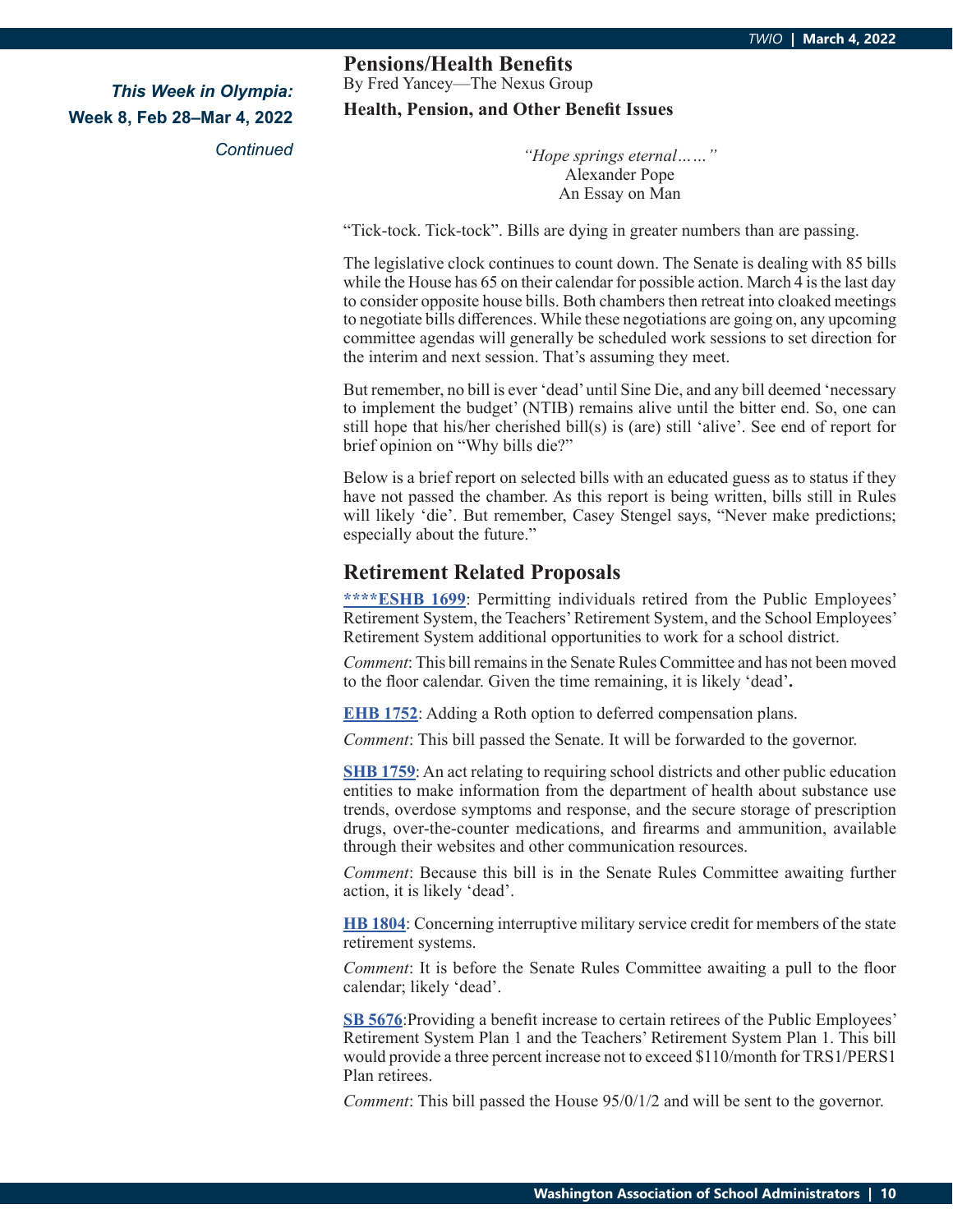*This Week in Olympia:*
**Week 8, Feb 28–Mar 4, 2022**
*Continued*

## Pensions/Health Benefits

By Fred Yancey—The Nexus Group

**Health, Pension, and Other Benefit Issues**

*"Hope springs eternal……"*
Alexander Pope
An Essay on Man

"Tick-tock. Tick-tock". Bills are dying in greater numbers than are passing.

The legislative clock continues to count down. The Senate is dealing with 85 bills while the House has 65 on their calendar for possible action. March 4 is the last day to consider opposite house bills. Both chambers then retreat into cloaked meetings to negotiate bills differences. While these negotiations are going on, any upcoming committee agendas will generally be scheduled work sessions to set direction for the interim and next session. That's assuming they meet.

But remember, no bill is ever 'dead' until Sine Die, and any bill deemed 'necessary to implement the budget' (NTIB) remains alive until the bitter end. So, one can still hope that his/her cherished bill(s) is (are) still 'alive'. See end of report for brief opinion on "Why bills die?"

Below is a brief report on selected bills with an educated guess as to status if they have not passed the chamber. As this report is being written, bills still in Rules will likely 'die'. But remember, Casey Stengel says, "Never make predictions; especially about the future."

## Retirement Related Proposals

******ESHB 1699**: Permitting individuals retired from the Public Employees' Retirement System, the Teachers' Retirement System, and the School Employees' Retirement System additional opportunities to work for a school district.

*Comment*: This bill remains in the Senate Rules Committee and has not been moved to the floor calendar. Given the time remaining, it is likely 'dead'**.**

**EHB 1752**: Adding a Roth option to deferred compensation plans.

*Comment*: This bill passed the Senate. It will be forwarded to the governor.

**SHB 1759**: An act relating to requiring school districts and other public education entities to make information from the department of health about substance use trends, overdose symptoms and response, and the secure storage of prescription drugs, over-the-counter medications, and firearms and ammunition, available through their websites and other communication resources.

*Comment*: Because this bill is in the Senate Rules Committee awaiting further action, it is likely 'dead'.

**HB 1804**: Concerning interruptive military service credit for members of the state retirement systems.

*Comment*: It is before the Senate Rules Committee awaiting a pull to the floor calendar; likely 'dead'.

**SB 5676**:Providing a benefit increase to certain retirees of the Public Employees' Retirement System Plan 1 and the Teachers' Retirement System Plan 1. This bill would provide a three percent increase not to exceed $110/month for TRS1/PERS1 Plan retirees.

*Comment*: This bill passed the House 95/0/1/2 and will be sent to the governor.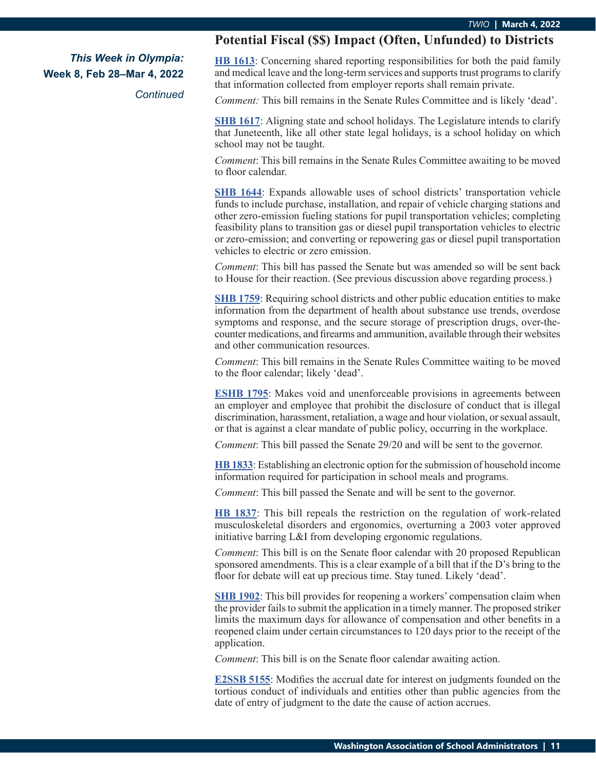*This Week in Olympia:*
**Week 8, Feb 28–Mar 4, 2022**
*Continued*

## Potential Fiscal ($$) Impact (Often, Unfunded) to Districts

**HB 1613**: Concerning shared reporting responsibilities for both the paid family and medical leave and the long-term services and supports trust programs to clarify that information collected from employer reports shall remain private.

*Comment:* This bill remains in the Senate Rules Committee and is likely 'dead'.

**SHB 1617**: Aligning state and school holidays. The Legislature intends to clarify that Juneteenth, like all other state legal holidays, is a school holiday on which school may not be taught.

*Comment*: This bill remains in the Senate Rules Committee awaiting to be moved to floor calendar.

**SHB 1644**: Expands allowable uses of school districts' transportation vehicle funds to include purchase, installation, and repair of vehicle charging stations and other zero-emission fueling stations for pupil transportation vehicles; completing feasibility plans to transition gas or diesel pupil transportation vehicles to electric or zero-emission; and converting or repowering gas or diesel pupil transportation vehicles to electric or zero emission.

*Comment*: This bill has passed the Senate but was amended so will be sent back to House for their reaction. (See previous discussion above regarding process.)

**SHB 1759**: Requiring school districts and other public education entities to make information from the department of health about substance use trends, overdose symptoms and response, and the secure storage of prescription drugs, over-the-counter medications, and firearms and ammunition, available through their websites and other communication resources.

*Comment*: This bill remains in the Senate Rules Committee waiting to be moved to the floor calendar; likely 'dead'.

**ESHB 1795**: Makes void and unenforceable provisions in agreements between an employer and employee that prohibit the disclosure of conduct that is illegal discrimination, harassment, retaliation, a wage and hour violation, or sexual assault, or that is against a clear mandate of public policy, occurring in the workplace.

*Comment*: This bill passed the Senate 29/20 and will be sent to the governor.

**HB 1833**: Establishing an electronic option for the submission of household income information required for participation in school meals and programs.

*Comment*: This bill passed the Senate and will be sent to the governor.

**HB 1837**: This bill repeals the restriction on the regulation of work-related musculoskeletal disorders and ergonomics, overturning a 2003 voter approved initiative barring L&I from developing ergonomic regulations.

*Comment*: This bill is on the Senate floor calendar with 20 proposed Republican sponsored amendments. This is a clear example of a bill that if the D's bring to the floor for debate will eat up precious time. Stay tuned. Likely 'dead'.

**SHB 1902**: This bill provides for reopening a workers' compensation claim when the provider fails to submit the application in a timely manner. The proposed striker limits the maximum days for allowance of compensation and other benefits in a reopened claim under certain circumstances to 120 days prior to the receipt of the application.

*Comment*: This bill is on the Senate floor calendar awaiting action.

**E2SSB 5155**: Modifies the accrual date for interest on judgments founded on the tortious conduct of individuals and entities other than public agencies from the date of entry of judgment to the date the cause of action accrues.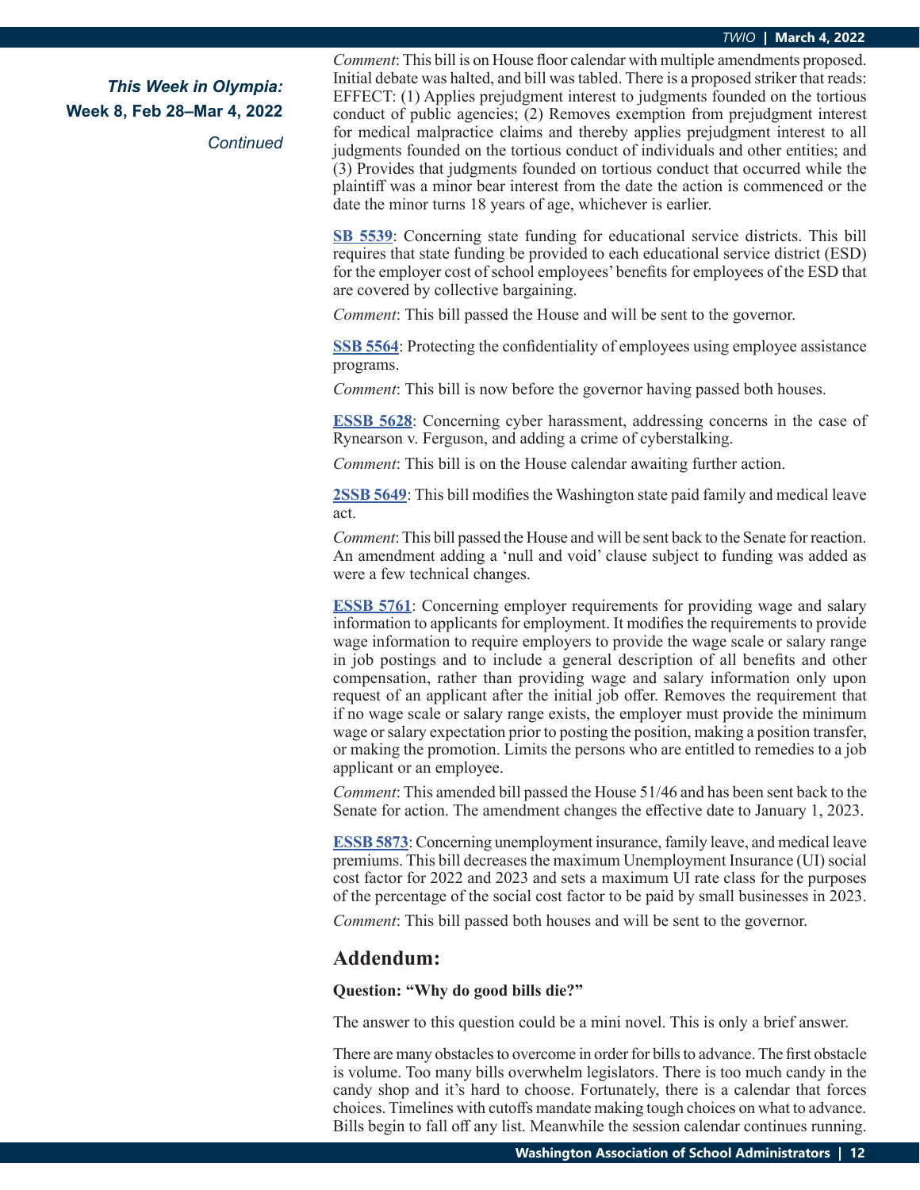*This Week in Olympia:*
**Week 8, Feb 28–Mar 4, 2022**
*Continued*

*Comment*: This bill is on House floor calendar with multiple amendments proposed. Initial debate was halted, and bill was tabled. There is a proposed striker that reads: EFFECT: (1) Applies prejudgment interest to judgments founded on the tortious conduct of public agencies; (2) Removes exemption from prejudgment interest for medical malpractice claims and thereby applies prejudgment interest to all judgments founded on the tortious conduct of individuals and other entities; and (3) Provides that judgments founded on tortious conduct that occurred while the plaintiff was a minor bear interest from the date the action is commenced or the date the minor turns 18 years of age, whichever is earlier.

**SB 5539**: Concerning state funding for educational service districts. This bill requires that state funding be provided to each educational service district (ESD) for the employer cost of school employees' benefits for employees of the ESD that are covered by collective bargaining.

*Comment*: This bill passed the House and will be sent to the governor.

**SSB 5564**: Protecting the confidentiality of employees using employee assistance programs.

*Comment*: This bill is now before the governor having passed both houses.

**ESSB 5628**: Concerning cyber harassment, addressing concerns in the case of Rynearson v. Ferguson, and adding a crime of cyberstalking.

*Comment*: This bill is on the House calendar awaiting further action.

**2SSB 5649**: This bill modifies the Washington state paid family and medical leave act.

*Comment*: This bill passed the House and will be sent back to the Senate for reaction. An amendment adding a 'null and void' clause subject to funding was added as were a few technical changes.

**ESSB 5761**: Concerning employer requirements for providing wage and salary information to applicants for employment. It modifies the requirements to provide wage information to require employers to provide the wage scale or salary range in job postings and to include a general description of all benefits and other compensation, rather than providing wage and salary information only upon request of an applicant after the initial job offer. Removes the requirement that if no wage scale or salary range exists, the employer must provide the minimum wage or salary expectation prior to posting the position, making a position transfer, or making the promotion. Limits the persons who are entitled to remedies to a job applicant or an employee.

*Comment*: This amended bill passed the House 51/46 and has been sent back to the Senate for action. The amendment changes the effective date to January 1, 2023.

**ESSB 5873**: Concerning unemployment insurance, family leave, and medical leave premiums. This bill decreases the maximum Unemployment Insurance (UI) social cost factor for 2022 and 2023 and sets a maximum UI rate class for the purposes of the percentage of the social cost factor to be paid by small businesses in 2023.

*Comment*: This bill passed both houses and will be sent to the governor.

## Addendum:

**Question: "Why do good bills die?"**

The answer to this question could be a mini novel. This is only a brief answer.

There are many obstacles to overcome in order for bills to advance. The first obstacle is volume. Too many bills overwhelm legislators. There is too much candy in the candy shop and it's hard to choose. Fortunately, there is a calendar that forces choices. Timelines with cutoffs mandate making tough choices on what to advance. Bills begin to fall off any list. Meanwhile the session calendar continues running.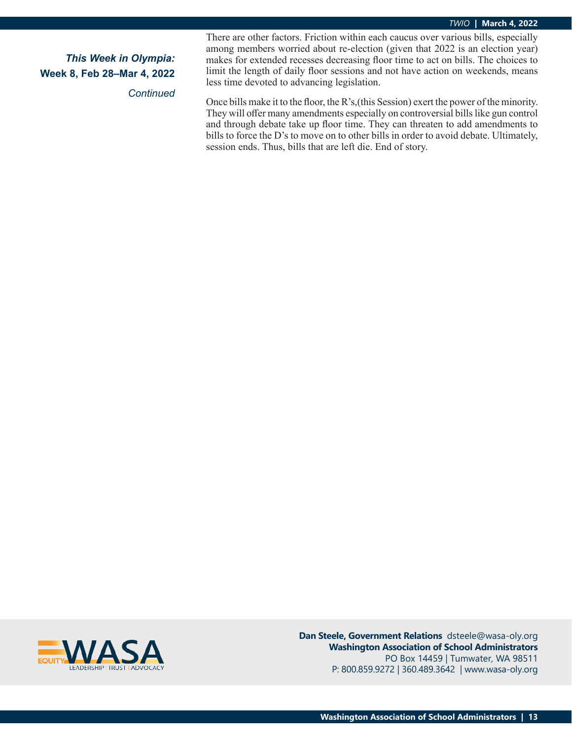***This Week in Olympia:***
**Week 8, Feb 28–Mar 4, 2022**

*Continued*

There are other factors. Friction within each caucus over various bills, especially among members worried about re-election (given that 2022 is an election year) makes for extended recesses decreasing floor time to act on bills. The choices to limit the length of daily floor sessions and not have action on weekends, means less time devoted to advancing legislation.

Once bills make it to the floor, the R's,(this Session) exert the power of the minority. They will offer many amendments especially on controversial bills like gun control and through debate take up floor time. They can threaten to add amendments to bills to force the D's to move on to other bills in order to avoid debate. Ultimately, session ends. Thus, bills that are left die. End of story.

EQUITY WASA
LEADERSHIP | TRUST | ADVOCACY

**Dan Steele, Government Relations** dsteele@wasa-oly.org
**Washington Association of School Administrators**
PO Box 14459 | Tumwater, WA 98511
P: 800.859.9272 | 360.489.3642 | www.wasa-oly.org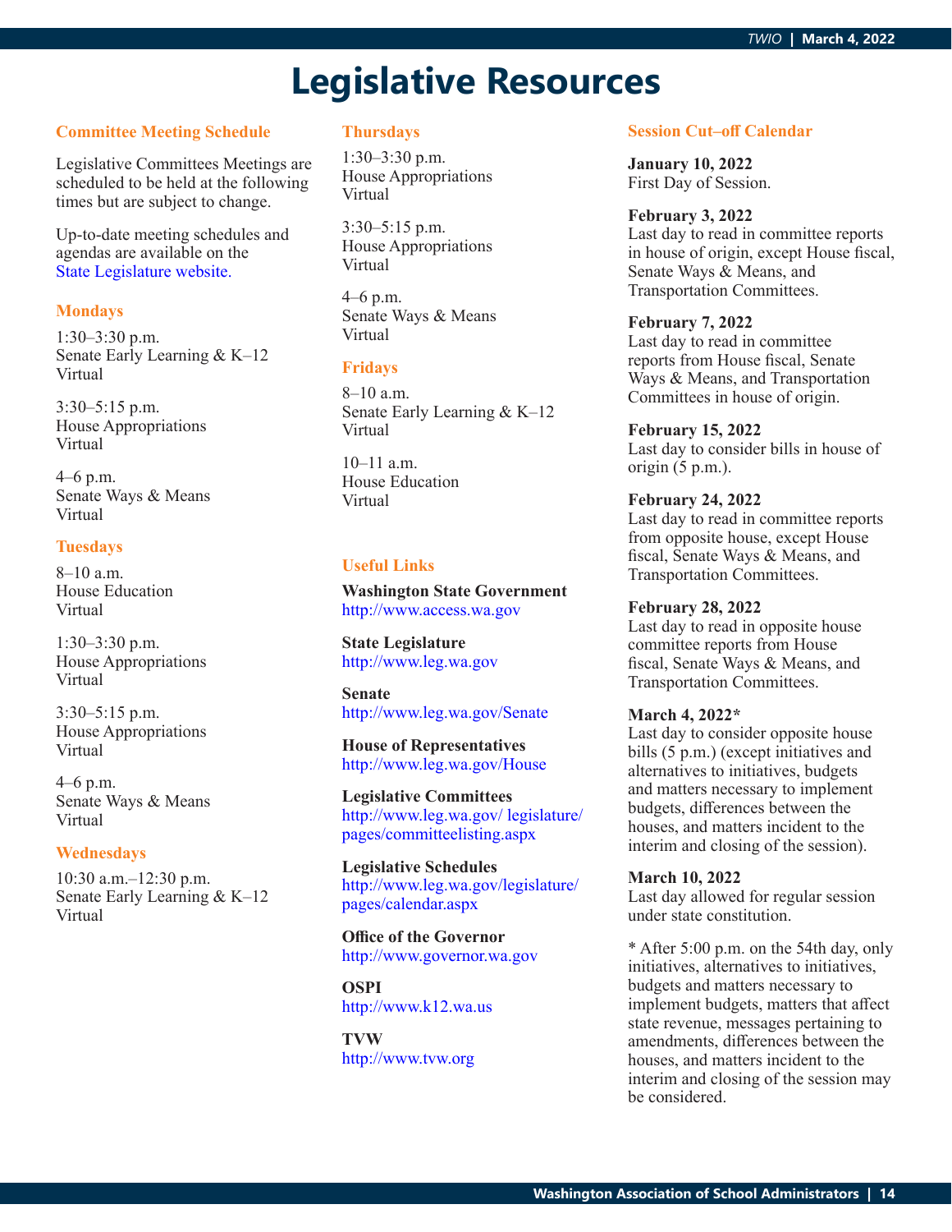# Legislative Resources

### Committee Meeting Schedule

Legislative Committees Meetings are scheduled to be held at the following times but are subject to change.

Up-to-date meeting schedules and agendas are available on the State Legislature website.

### Mondays

1:30–3:30 p.m.
Senate Early Learning & K–12
Virtual

3:30–5:15 p.m.
House Appropriations
Virtual

4–6 p.m.
Senate Ways & Means
Virtual

### Tuesdays

8–10 a.m.
House Education
Virtual

1:30–3:30 p.m.
House Appropriations
Virtual

3:30–5:15 p.m.
House Appropriations
Virtual

4–6 p.m.
Senate Ways & Means
Virtual

### Wednesdays

10:30 a.m.–12:30 p.m.
Senate Early Learning & K–12
Virtual

### Thursdays

1:30–3:30 p.m.
House Appropriations
Virtual

3:30–5:15 p.m.
House Appropriations
Virtual

4–6 p.m.
Senate Ways & Means
Virtual

### Fridays

8–10 a.m.
Senate Early Learning & K–12
Virtual

10–11 a.m.
House Education
Virtual

### Useful Links

**Washington State Government**
http://www.access.wa.gov

**State Legislature**
http://www.leg.wa.gov

**Senate**
http://www.leg.wa.gov/Senate

**House of Representatives**
http://www.leg.wa.gov/House

**Legislative Committees**
http://www.leg.wa.gov/ legislature/pages/committeelisting.aspx

**Legislative Schedules**
http://www.leg.wa.gov/legislature/pages/calendar.aspx

**Office of the Governor**
http://www.governor.wa.gov

**OSPI**
http://www.k12.wa.us

**TVW**
http://www.tvw.org

### Session Cut–off Calendar

**January 10, 2022**
First Day of Session.

**February 3, 2022**
Last day to read in committee reports in house of origin, except House fiscal, Senate Ways & Means, and Transportation Committees.

**February 7, 2022**
Last day to read in committee reports from House fiscal, Senate Ways & Means, and Transportation Committees in house of origin.

**February 15, 2022**
Last day to consider bills in house of origin (5 p.m.).

**February 24, 2022**
Last day to read in committee reports from opposite house, except House fiscal, Senate Ways & Means, and Transportation Committees.

**February 28, 2022**
Last day to read in opposite house committee reports from House fiscal, Senate Ways & Means, and Transportation Committees.

**March 4, 2022***
Last day to consider opposite house bills (5 p.m.) (except initiatives and alternatives to initiatives, budgets and matters necessary to implement budgets, differences between the houses, and matters incident to the interim and closing of the session).

**March 10, 2022**
Last day allowed for regular session under state constitution.

* After 5:00 p.m. on the 54th day, only initiatives, alternatives to initiatives, budgets and matters necessary to implement budgets, matters that affect state revenue, messages pertaining to amendments, differences between the houses, and matters incident to the interim and closing of the session may be considered.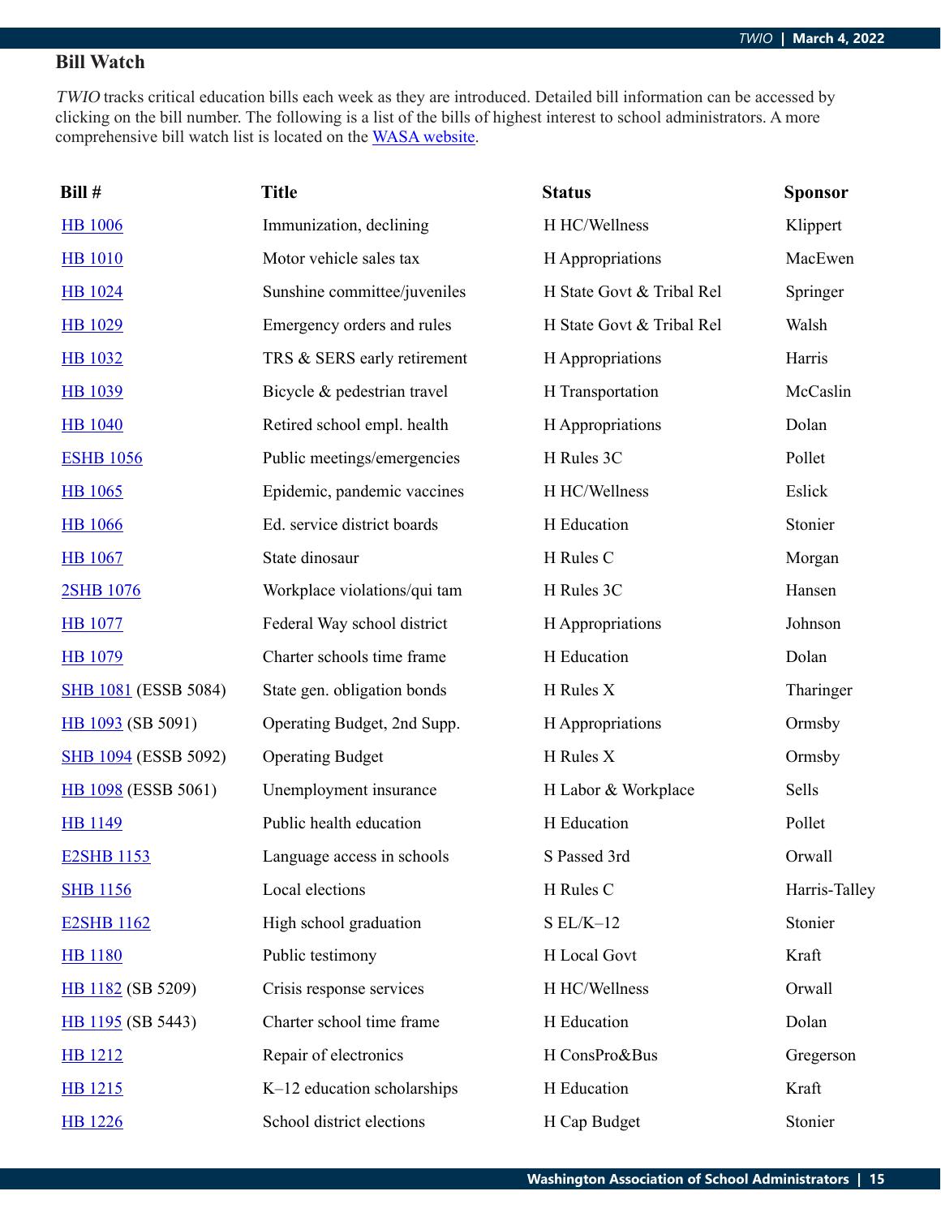## Bill Watch

*TWIO* tracks critical education bills each week as they are introduced. Detailed bill information can be accessed by clicking on the bill number. The following is a list of the bills of highest interest to school administrators. A more comprehensive bill watch list is located on the WASA website.

| Bill # | Title | Status | Sponsor |
|---|---|---|---|
| HB 1006 | Immunization, declining | H HC/Wellness | Klippert |
| HB 1010 | Motor vehicle sales tax | H Appropriations | MacEwen |
| HB 1024 | Sunshine committee/juveniles | H State Govt & Tribal Rel | Springer |
| HB 1029 | Emergency orders and rules | H State Govt & Tribal Rel | Walsh |
| HB 1032 | TRS & SERS early retirement | H Appropriations | Harris |
| HB 1039 | Bicycle & pedestrian travel | H Transportation | McCaslin |
| HB 1040 | Retired school empl. health | H Appropriations | Dolan |
| ESHB 1056 | Public meetings/emergencies | H Rules 3C | Pollet |
| HB 1065 | Epidemic, pandemic vaccines | H HC/Wellness | Eslick |
| HB 1066 | Ed. service district boards | H Education | Stonier |
| HB 1067 | State dinosaur | H Rules C | Morgan |
| 2SHB 1076 | Workplace violations/qui tam | H Rules 3C | Hansen |
| HB 1077 | Federal Way school district | H Appropriations | Johnson |
| HB 1079 | Charter schools time frame | H Education | Dolan |
| SHB 1081 (ESSB 5084) | State gen. obligation bonds | H Rules X | Tharinger |
| HB 1093 (SB 5091) | Operating Budget, 2nd Supp. | H Appropriations | Ormsby |
| SHB 1094 (ESSB 5092) | Operating Budget | H Rules X | Ormsby |
| HB 1098 (ESSB 5061) | Unemployment insurance | H Labor & Workplace | Sells |
| HB 1149 | Public health education | H Education | Pollet |
| E2SHB 1153 | Language access in schools | S Passed 3rd | Orwall |
| SHB 1156 | Local elections | H Rules C | Harris-Talley |
| E2SHB 1162 | High school graduation | S EL/K–12 | Stonier |
| HB 1180 | Public testimony | H Local Govt | Kraft |
| HB 1182 (SB 5209) | Crisis response services | H HC/Wellness | Orwall |
| HB 1195 (SB 5443) | Charter school time frame | H Education | Dolan |
| HB 1212 | Repair of electronics | H ConsPro&Bus | Gregerson |
| HB 1215 | K–12 education scholarships | H Education | Kraft |
| HB 1226 | School district elections | H Cap Budget | Stonier |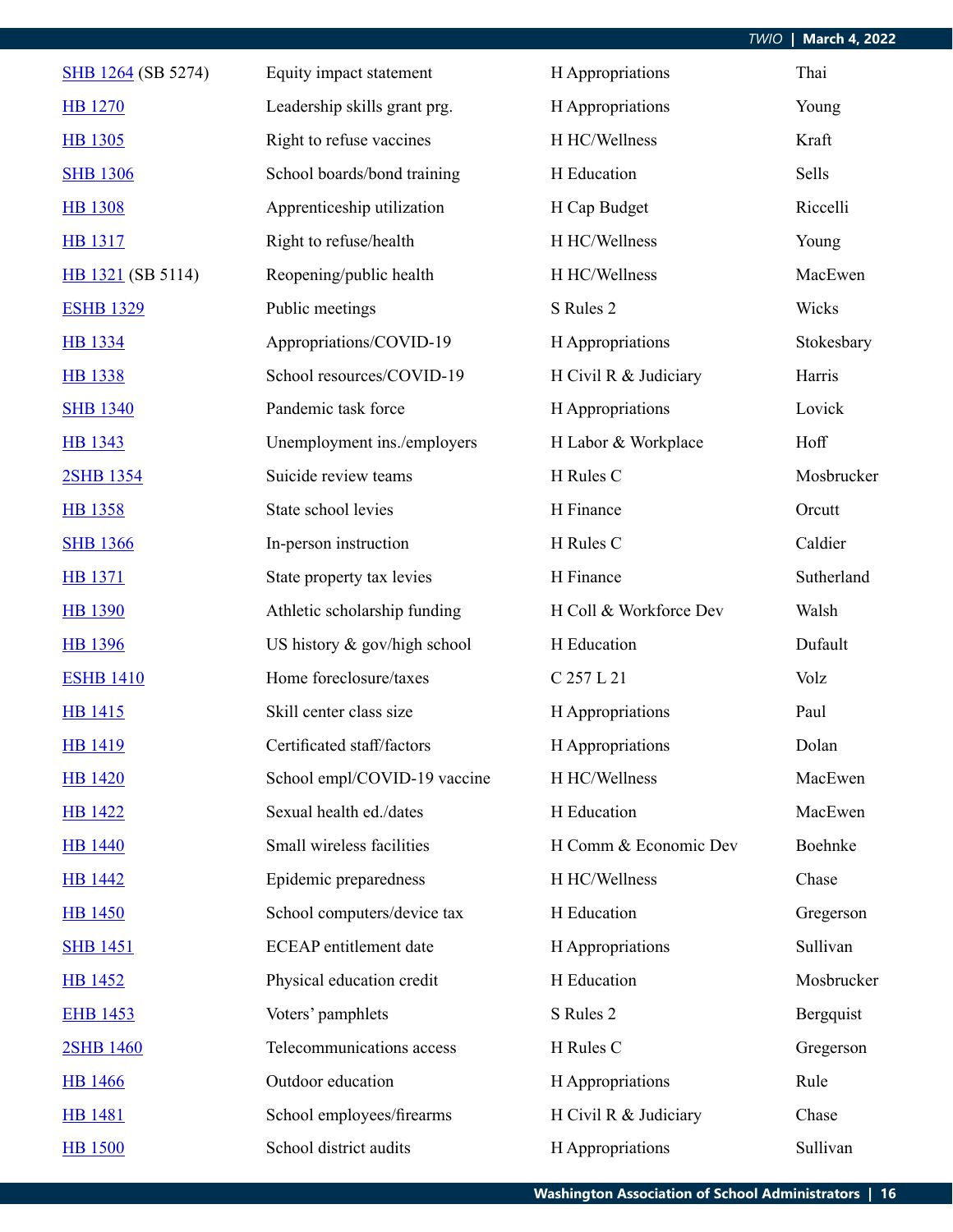| | | | |
|---|---|---|---|
| SHB 1264 (SB 5274) | Equity impact statement | H Appropriations | Thai |
| HB 1270 | Leadership skills grant prg. | H Appropriations | Young |
| HB 1305 | Right to refuse vaccines | H HC/Wellness | Kraft |
| SHB 1306 | School boards/bond training | H Education | Sells |
| HB 1308 | Apprenticeship utilization | H Cap Budget | Riccelli |
| HB 1317 | Right to refuse/health | H HC/Wellness | Young |
| HB 1321 (SB 5114) | Reopening/public health | H HC/Wellness | MacEwen |
| ESHB 1329 | Public meetings | S Rules 2 | Wicks |
| HB 1334 | Appropriations/COVID-19 | H Appropriations | Stokesbary |
| HB 1338 | School resources/COVID-19 | H Civil R & Judiciary | Harris |
| SHB 1340 | Pandemic task force | H Appropriations | Lovick |
| HB 1343 | Unemployment ins./employers | H Labor & Workplace | Hoff |
| 2SHB 1354 | Suicide review teams | H Rules C | Mosbrucker |
| HB 1358 | State school levies | H Finance | Orcutt |
| SHB 1366 | In-person instruction | H Rules C | Caldier |
| HB 1371 | State property tax levies | H Finance | Sutherland |
| HB 1390 | Athletic scholarship funding | H Coll & Workforce Dev | Walsh |
| HB 1396 | US history & gov/high school | H Education | Dufault |
| ESHB 1410 | Home foreclosure/taxes | C 257 L 21 | Volz |
| HB 1415 | Skill center class size | H Appropriations | Paul |
| HB 1419 | Certificated staff/factors | H Appropriations | Dolan |
| HB 1420 | School empl/COVID-19 vaccine | H HC/Wellness | MacEwen |
| HB 1422 | Sexual health ed./dates | H Education | MacEwen |
| HB 1440 | Small wireless facilities | H Comm & Economic Dev | Boehnke |
| HB 1442 | Epidemic preparedness | H HC/Wellness | Chase |
| HB 1450 | School computers/device tax | H Education | Gregerson |
| SHB 1451 | ECEAP entitlement date | H Appropriations | Sullivan |
| HB 1452 | Physical education credit | H Education | Mosbrucker |
| EHB 1453 | Voters' pamphlets | S Rules 2 | Bergquist |
| 2SHB 1460 | Telecommunications access | H Rules C | Gregerson |
| HB 1466 | Outdoor education | H Appropriations | Rule |
| HB 1481 | School employees/firearms | H Civil R & Judiciary | Chase |
| HB 1500 | School district audits | H Appropriations | Sullivan |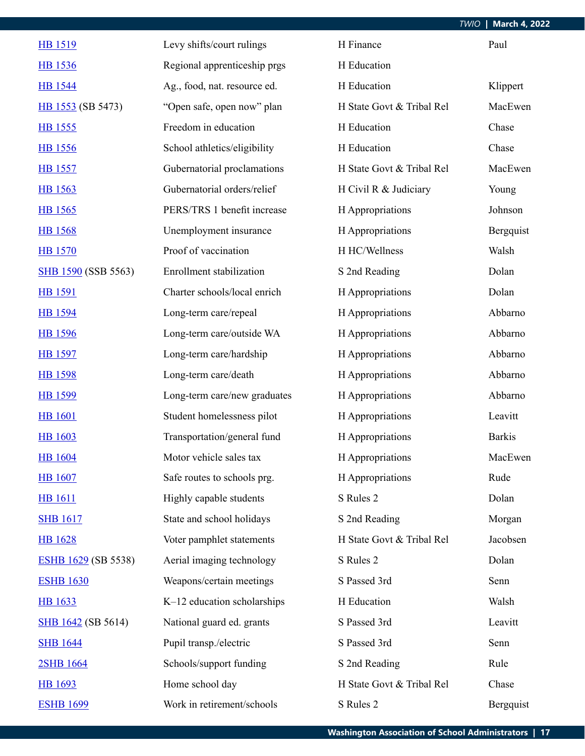| | | | |
|---|---|---|---|
| HB 1519 | Levy shifts/court rulings | H Finance | Paul |
| HB 1536 | Regional apprenticeship prgs | H Education | |
| HB 1544 | Ag., food, nat. resource ed. | H Education | Klippert |
| HB 1553 (SB 5473) | "Open safe, open now" plan | H State Govt & Tribal Rel | MacEwen |
| HB 1555 | Freedom in education | H Education | Chase |
| HB 1556 | School athletics/eligibility | H Education | Chase |
| HB 1557 | Gubernatorial proclamations | H State Govt & Tribal Rel | MacEwen |
| HB 1563 | Gubernatorial orders/relief | H Civil R & Judiciary | Young |
| HB 1565 | PERS/TRS 1 benefit increase | H Appropriations | Johnson |
| HB 1568 | Unemployment insurance | H Appropriations | Bergquist |
| HB 1570 | Proof of vaccination | H HC/Wellness | Walsh |
| SHB 1590 (SSB 5563) | Enrollment stabilization | S 2nd Reading | Dolan |
| HB 1591 | Charter schools/local enrich | H Appropriations | Dolan |
| HB 1594 | Long-term care/repeal | H Appropriations | Abbarno |
| HB 1596 | Long-term care/outside WA | H Appropriations | Abbarno |
| HB 1597 | Long-term care/hardship | H Appropriations | Abbarno |
| HB 1598 | Long-term care/death | H Appropriations | Abbarno |
| HB 1599 | Long-term care/new graduates | H Appropriations | Abbarno |
| HB 1601 | Student homelessness pilot | H Appropriations | Leavitt |
| HB 1603 | Transportation/general fund | H Appropriations | Barkis |
| HB 1604 | Motor vehicle sales tax | H Appropriations | MacEwen |
| HB 1607 | Safe routes to schools prg. | H Appropriations | Rude |
| HB 1611 | Highly capable students | S Rules 2 | Dolan |
| SHB 1617 | State and school holidays | S 2nd Reading | Morgan |
| HB 1628 | Voter pamphlet statements | H State Govt & Tribal Rel | Jacobsen |
| ESHB 1629 (SB 5538) | Aerial imaging technology | S Rules 2 | Dolan |
| ESHB 1630 | Weapons/certain meetings | S Passed 3rd | Senn |
| HB 1633 | K–12 education scholarships | H Education | Walsh |
| SHB 1642 (SB 5614) | National guard ed. grants | S Passed 3rd | Leavitt |
| SHB 1644 | Pupil transp./electric | S Passed 3rd | Senn |
| 2SHB 1664 | Schools/support funding | S 2nd Reading | Rule |
| HB 1693 | Home school day | H State Govt & Tribal Rel | Chase |
| ESHB 1699 | Work in retirement/schools | S Rules 2 | Bergquist |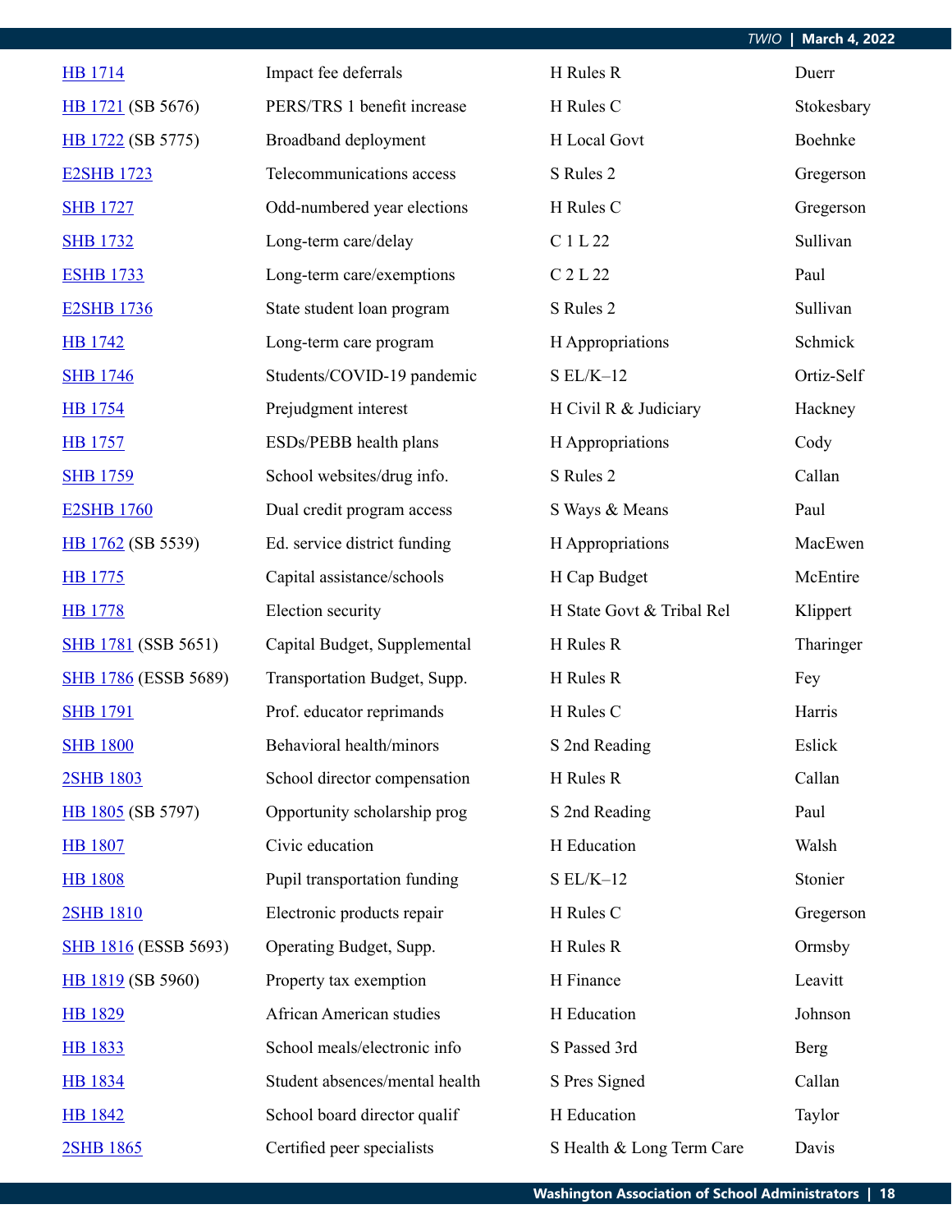| | | | |
|---|---|---|---|
| HB 1714 | Impact fee deferrals | H Rules R | Duerr |
| HB 1721 (SB 5676) | PERS/TRS 1 benefit increase | H Rules C | Stokesbary |
| HB 1722 (SB 5775) | Broadband deployment | H Local Govt | Boehnke |
| E2SHB 1723 | Telecommunications access | S Rules 2 | Gregerson |
| SHB 1727 | Odd-numbered year elections | H Rules C | Gregerson |
| SHB 1732 | Long-term care/delay | C 1 L 22 | Sullivan |
| ESHB 1733 | Long-term care/exemptions | C 2 L 22 | Paul |
| E2SHB 1736 | State student loan program | S Rules 2 | Sullivan |
| HB 1742 | Long-term care program | H Appropriations | Schmick |
| SHB 1746 | Students/COVID-19 pandemic | S EL/K–12 | Ortiz-Self |
| HB 1754 | Prejudgment interest | H Civil R & Judiciary | Hackney |
| HB 1757 | ESDs/PEBB health plans | H Appropriations | Cody |
| SHB 1759 | School websites/drug info. | S Rules 2 | Callan |
| E2SHB 1760 | Dual credit program access | S Ways & Means | Paul |
| HB 1762 (SB 5539) | Ed. service district funding | H Appropriations | MacEwen |
| HB 1775 | Capital assistance/schools | H Cap Budget | McEntire |
| HB 1778 | Election security | H State Govt & Tribal Rel | Klippert |
| SHB 1781 (SSB 5651) | Capital Budget, Supplemental | H Rules R | Tharinger |
| SHB 1786 (ESSB 5689) | Transportation Budget, Supp. | H Rules R | Fey |
| SHB 1791 | Prof. educator reprimands | H Rules C | Harris |
| SHB 1800 | Behavioral health/minors | S 2nd Reading | Eslick |
| 2SHB 1803 | School director compensation | H Rules R | Callan |
| HB 1805 (SB 5797) | Opportunity scholarship prog | S 2nd Reading | Paul |
| HB 1807 | Civic education | H Education | Walsh |
| HB 1808 | Pupil transportation funding | S EL/K–12 | Stonier |
| 2SHB 1810 | Electronic products repair | H Rules C | Gregerson |
| SHB 1816 (ESSB 5693) | Operating Budget, Supp. | H Rules R | Ormsby |
| HB 1819 (SB 5960) | Property tax exemption | H Finance | Leavitt |
| HB 1829 | African American studies | H Education | Johnson |
| HB 1833 | School meals/electronic info | S Passed 3rd | Berg |
| HB 1834 | Student absences/mental health | S Pres Signed | Callan |
| HB 1842 | School board director qualif | H Education | Taylor |
| 2SHB 1865 | Certified peer specialists | S Health & Long Term Care | Davis |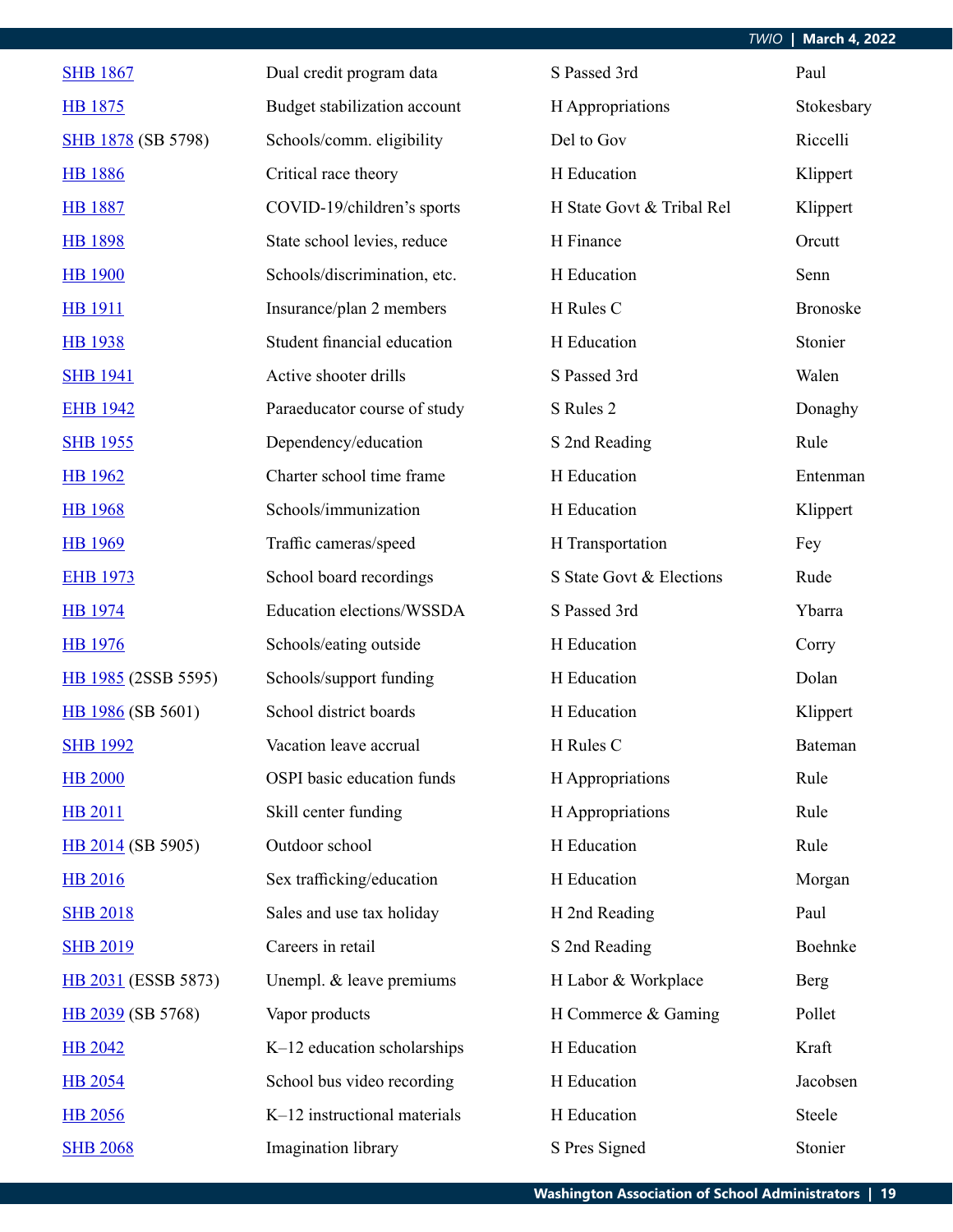| | | | |
|---|---|---|---|
| SHB 1867 | Dual credit program data | S Passed 3rd | Paul |
| HB 1875 | Budget stabilization account | H Appropriations | Stokesbary |
| SHB 1878 (SB 5798) | Schools/comm. eligibility | Del to Gov | Riccelli |
| HB 1886 | Critical race theory | H Education | Klippert |
| HB 1887 | COVID-19/children's sports | H State Govt & Tribal Rel | Klippert |
| HB 1898 | State school levies, reduce | H Finance | Orcutt |
| HB 1900 | Schools/discrimination, etc. | H Education | Senn |
| HB 1911 | Insurance/plan 2 members | H Rules C | Bronoske |
| HB 1938 | Student financial education | H Education | Stonier |
| SHB 1941 | Active shooter drills | S Passed 3rd | Walen |
| EHB 1942 | Paraeducator course of study | S Rules 2 | Donaghy |
| SHB 1955 | Dependency/education | S 2nd Reading | Rule |
| HB 1962 | Charter school time frame | H Education | Entenman |
| HB 1968 | Schools/immunization | H Education | Klippert |
| HB 1969 | Traffic cameras/speed | H Transportation | Fey |
| EHB 1973 | School board recordings | S State Govt & Elections | Rude |
| HB 1974 | Education elections/WSSDA | S Passed 3rd | Ybarra |
| HB 1976 | Schools/eating outside | H Education | Corry |
| HB 1985 (2SSB 5595) | Schools/support funding | H Education | Dolan |
| HB 1986 (SB 5601) | School district boards | H Education | Klippert |
| SHB 1992 | Vacation leave accrual | H Rules C | Bateman |
| HB 2000 | OSPI basic education funds | H Appropriations | Rule |
| HB 2011 | Skill center funding | H Appropriations | Rule |
| HB 2014 (SB 5905) | Outdoor school | H Education | Rule |
| HB 2016 | Sex trafficking/education | H Education | Morgan |
| SHB 2018 | Sales and use tax holiday | H 2nd Reading | Paul |
| SHB 2019 | Careers in retail | S 2nd Reading | Boehnke |
| HB 2031 (ESSB 5873) | Unempl. & leave premiums | H Labor & Workplace | Berg |
| HB 2039 (SB 5768) | Vapor products | H Commerce & Gaming | Pollet |
| HB 2042 | K–12 education scholarships | H Education | Kraft |
| HB 2054 | School bus video recording | H Education | Jacobsen |
| HB 2056 | K–12 instructional materials | H Education | Steele |
| SHB 2068 | Imagination library | S Pres Signed | Stonier |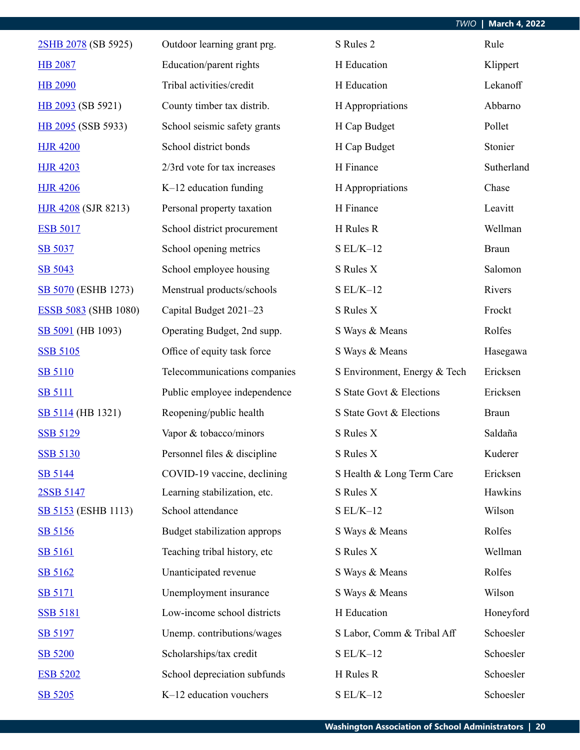| | | | |
|---|---|---|---|
| 2SHB 2078 (SB 5925) | Outdoor learning grant prg. | S Rules 2 | Rule |
| HB 2087 | Education/parent rights | H Education | Klippert |
| HB 2090 | Tribal activities/credit | H Education | Lekanoff |
| HB 2093 (SB 5921) | County timber tax distrib. | H Appropriations | Abbarno |
| HB 2095 (SSB 5933) | School seismic safety grants | H Cap Budget | Pollet |
| HJR 4200 | School district bonds | H Cap Budget | Stonier |
| HJR 4203 | 2/3rd vote for tax increases | H Finance | Sutherland |
| HJR 4206 | K–12 education funding | H Appropriations | Chase |
| HJR 4208 (SJR 8213) | Personal property taxation | H Finance | Leavitt |
| ESB 5017 | School district procurement | H Rules R | Wellman |
| SB 5037 | School opening metrics | S EL/K–12 | Braun |
| SB 5043 | School employee housing | S Rules X | Salomon |
| SB 5070 (ESHB 1273) | Menstrual products/schools | S EL/K–12 | Rivers |
| ESSB 5083 (SHB 1080) | Capital Budget 2021–23 | S Rules X | Frockt |
| SB 5091 (HB 1093) | Operating Budget, 2nd supp. | S Ways & Means | Rolfes |
| SSB 5105 | Office of equity task force | S Ways & Means | Hasegawa |
| SB 5110 | Telecommunications companies | S Environment, Energy & Tech | Ericksen |
| SB 5111 | Public employee independence | S State Govt & Elections | Ericksen |
| SB 5114 (HB 1321) | Reopening/public health | S State Govt & Elections | Braun |
| SSB 5129 | Vapor & tobacco/minors | S Rules X | Saldaña |
| SSB 5130 | Personnel files & discipline | S Rules X | Kuderer |
| SB 5144 | COVID-19 vaccine, declining | S Health & Long Term Care | Ericksen |
| 2SSB 5147 | Learning stabilization, etc. | S Rules X | Hawkins |
| SB 5153 (ESHB 1113) | School attendance | S EL/K–12 | Wilson |
| SB 5156 | Budget stabilization approps | S Ways & Means | Rolfes |
| SB 5161 | Teaching tribal history, etc | S Rules X | Wellman |
| SB 5162 | Unanticipated revenue | S Ways & Means | Rolfes |
| SB 5171 | Unemployment insurance | S Ways & Means | Wilson |
| SSB 5181 | Low-income school districts | H Education | Honeyford |
| SB 5197 | Unemp. contributions/wages | S Labor, Comm & Tribal Aff | Schoesler |
| SB 5200 | Scholarships/tax credit | S EL/K–12 | Schoesler |
| ESB 5202 | School depreciation subfunds | H Rules R | Schoesler |
| SB 5205 | K–12 education vouchers | S EL/K–12 | Schoesler |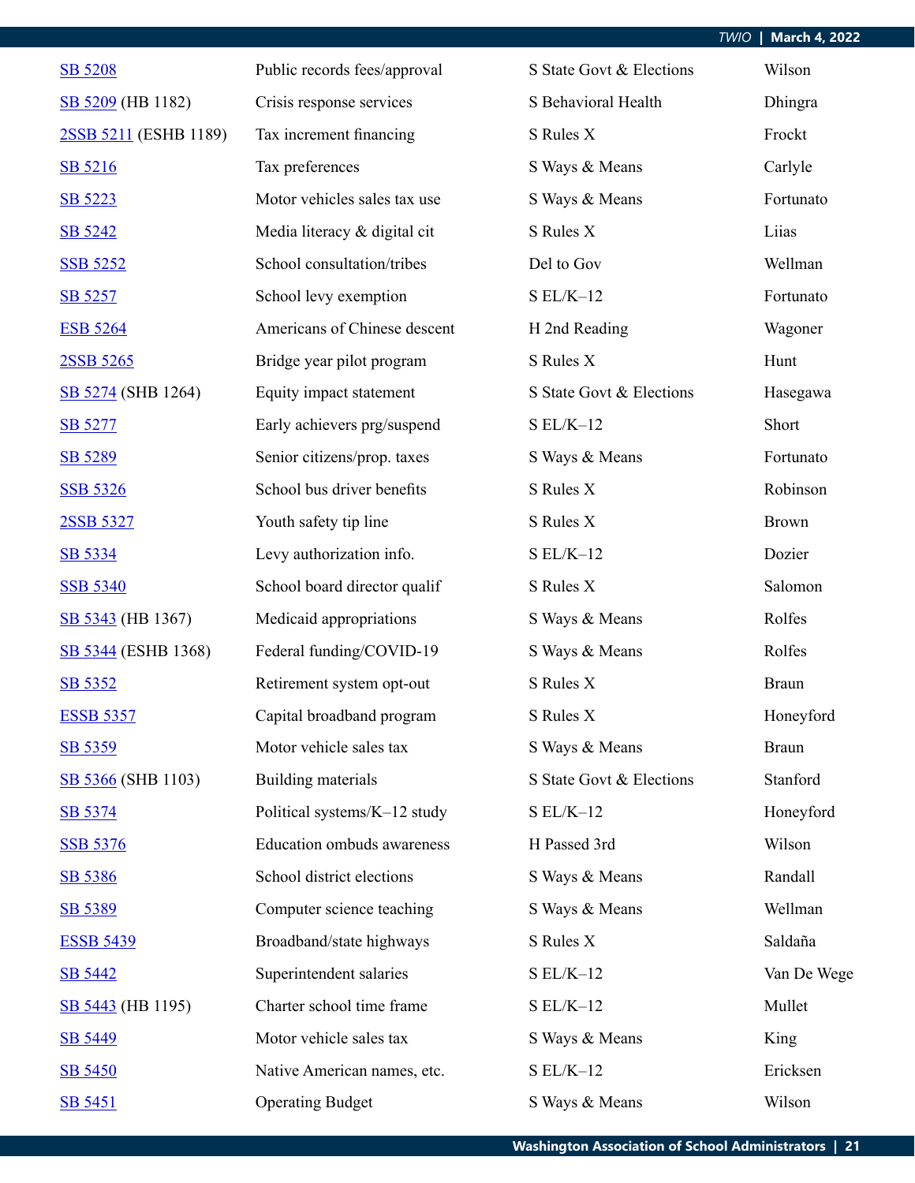| | | | |
|---|---|---|---|
| SB 5208 | Public records fees/approval | S State Govt & Elections | Wilson |
| SB 5209 (HB 1182) | Crisis response services | S Behavioral Health | Dhingra |
| 2SSB 5211 (ESHB 1189) | Tax increment financing | S Rules X | Frockt |
| SB 5216 | Tax preferences | S Ways & Means | Carlyle |
| SB 5223 | Motor vehicles sales tax use | S Ways & Means | Fortunato |
| SB 5242 | Media literacy & digital cit | S Rules X | Liias |
| SSB 5252 | School consultation/tribes | Del to Gov | Wellman |
| SB 5257 | School levy exemption | S EL/K–12 | Fortunato |
| ESB 5264 | Americans of Chinese descent | H 2nd Reading | Wagoner |
| 2SSB 5265 | Bridge year pilot program | S Rules X | Hunt |
| SB 5274 (SHB 1264) | Equity impact statement | S State Govt & Elections | Hasegawa |
| SB 5277 | Early achievers prg/suspend | S EL/K–12 | Short |
| SB 5289 | Senior citizens/prop. taxes | S Ways & Means | Fortunato |
| SSB 5326 | School bus driver benefits | S Rules X | Robinson |
| 2SSB 5327 | Youth safety tip line | S Rules X | Brown |
| SB 5334 | Levy authorization info. | S EL/K–12 | Dozier |
| SSB 5340 | School board director qualif | S Rules X | Salomon |
| SB 5343 (HB 1367) | Medicaid appropriations | S Ways & Means | Rolfes |
| SB 5344 (ESHB 1368) | Federal funding/COVID-19 | S Ways & Means | Rolfes |
| SB 5352 | Retirement system opt-out | S Rules X | Braun |
| ESSB 5357 | Capital broadband program | S Rules X | Honeyford |
| SB 5359 | Motor vehicle sales tax | S Ways & Means | Braun |
| SB 5366 (SHB 1103) | Building materials | S State Govt & Elections | Stanford |
| SB 5374 | Political systems/K–12 study | S EL/K–12 | Honeyford |
| SSB 5376 | Education ombuds awareness | H Passed 3rd | Wilson |
| SB 5386 | School district elections | S Ways & Means | Randall |
| SB 5389 | Computer science teaching | S Ways & Means | Wellman |
| ESSB 5439 | Broadband/state highways | S Rules X | Saldaña |
| SB 5442 | Superintendent salaries | S EL/K–12 | Van De Wege |
| SB 5443 (HB 1195) | Charter school time frame | S EL/K–12 | Mullet |
| SB 5449 | Motor vehicle sales tax | S Ways & Means | King |
| SB 5450 | Native American names, etc. | S EL/K–12 | Ericksen |
| SB 5451 | Operating Budget | S Ways & Means | Wilson |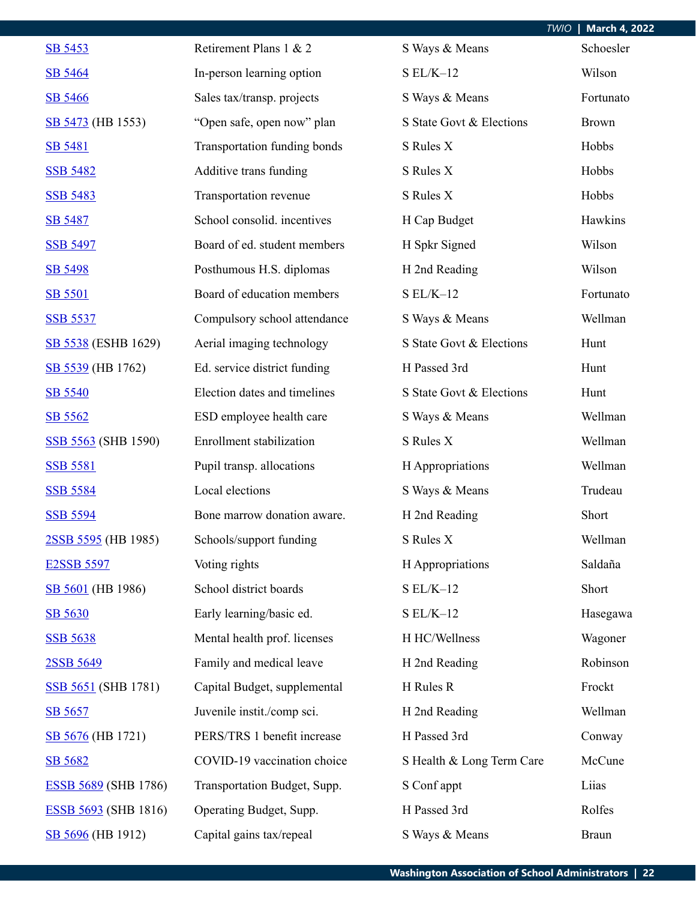| | | | |
|---|---|---|---|
| SB 5453 | Retirement Plans 1 & 2 | S Ways & Means | Schoesler |
| SB 5464 | In-person learning option | S EL/K–12 | Wilson |
| SB 5466 | Sales tax/transp. projects | S Ways & Means | Fortunato |
| SB 5473 (HB 1553) | "Open safe, open now" plan | S State Govt & Elections | Brown |
| SB 5481 | Transportation funding bonds | S Rules X | Hobbs |
| SSB 5482 | Additive trans funding | S Rules X | Hobbs |
| SSB 5483 | Transportation revenue | S Rules X | Hobbs |
| SB 5487 | School consolid. incentives | H Cap Budget | Hawkins |
| SSB 5497 | Board of ed. student members | H Spkr Signed | Wilson |
| SB 5498 | Posthumous H.S. diplomas | H 2nd Reading | Wilson |
| SB 5501 | Board of education members | S EL/K–12 | Fortunato |
| SSB 5537 | Compulsory school attendance | S Ways & Means | Wellman |
| SB 5538 (ESHB 1629) | Aerial imaging technology | S State Govt & Elections | Hunt |
| SB 5539 (HB 1762) | Ed. service district funding | H Passed 3rd | Hunt |
| SB 5540 | Election dates and timelines | S State Govt & Elections | Hunt |
| SB 5562 | ESD employee health care | S Ways & Means | Wellman |
| SSB 5563 (SHB 1590) | Enrollment stabilization | S Rules X | Wellman |
| SSB 5581 | Pupil transp. allocations | H Appropriations | Wellman |
| SSB 5584 | Local elections | S Ways & Means | Trudeau |
| SSB 5594 | Bone marrow donation aware. | H 2nd Reading | Short |
| 2SSB 5595 (HB 1985) | Schools/support funding | S Rules X | Wellman |
| E2SSB 5597 | Voting rights | H Appropriations | Saldaña |
| SB 5601 (HB 1986) | School district boards | S EL/K–12 | Short |
| SB 5630 | Early learning/basic ed. | S EL/K–12 | Hasegawa |
| SSB 5638 | Mental health prof. licenses | H HC/Wellness | Wagoner |
| 2SSB 5649 | Family and medical leave | H 2nd Reading | Robinson |
| SSB 5651 (SHB 1781) | Capital Budget, supplemental | H Rules R | Frockt |
| SB 5657 | Juvenile instit./comp sci. | H 2nd Reading | Wellman |
| SB 5676 (HB 1721) | PERS/TRS 1 benefit increase | H Passed 3rd | Conway |
| SB 5682 | COVID-19 vaccination choice | S Health & Long Term Care | McCune |
| ESSB 5689 (SHB 1786) | Transportation Budget, Supp. | S Conf appt | Liias |
| ESSB 5693 (SHB 1816) | Operating Budget, Supp. | H Passed 3rd | Rolfes |
| SB 5696 (HB 1912) | Capital gains tax/repeal | S Ways & Means | Braun |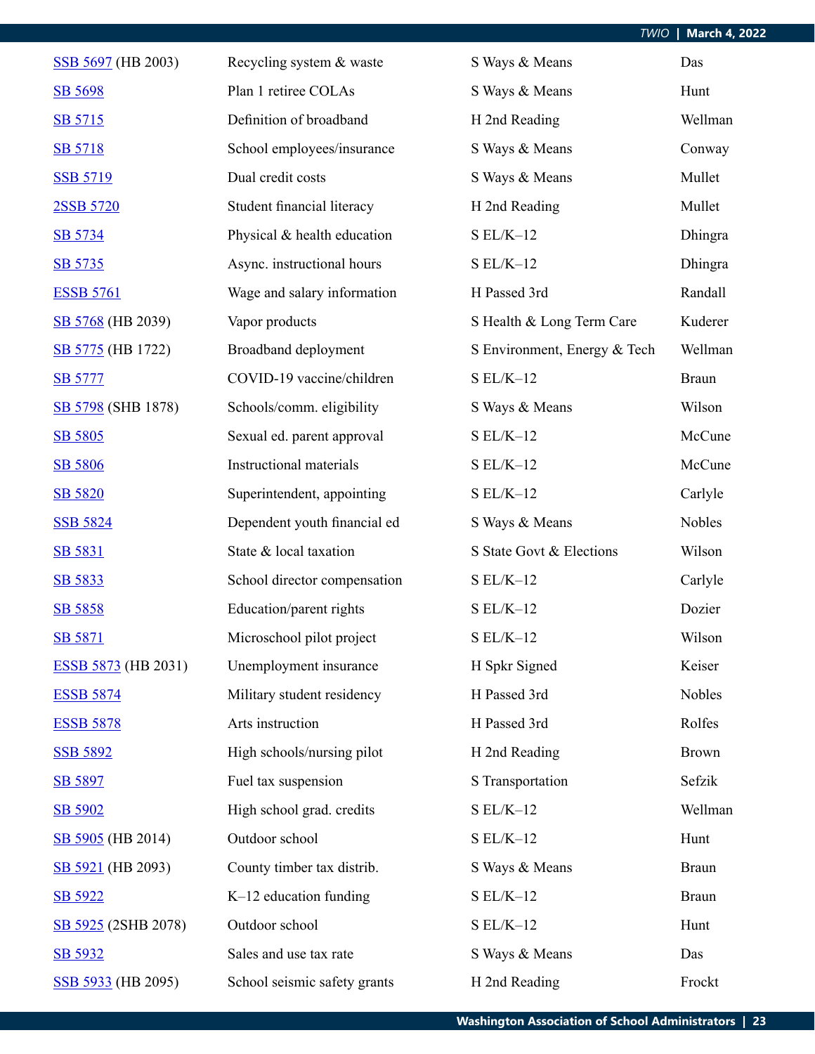| | | | |
|---|---|---|---|
| SSB 5697 (HB 2003) | Recycling system & waste | S Ways & Means | Das |
| SB 5698 | Plan 1 retiree COLAs | S Ways & Means | Hunt |
| SB 5715 | Definition of broadband | H 2nd Reading | Wellman |
| SB 5718 | School employees/insurance | S Ways & Means | Conway |
| SSB 5719 | Dual credit costs | S Ways & Means | Mullet |
| 2SSB 5720 | Student financial literacy | H 2nd Reading | Mullet |
| SB 5734 | Physical & health education | S EL/K–12 | Dhingra |
| SB 5735 | Async. instructional hours | S EL/K–12 | Dhingra |
| ESSB 5761 | Wage and salary information | H Passed 3rd | Randall |
| SB 5768 (HB 2039) | Vapor products | S Health & Long Term Care | Kuderer |
| SB 5775 (HB 1722) | Broadband deployment | S Environment, Energy & Tech | Wellman |
| SB 5777 | COVID-19 vaccine/children | S EL/K–12 | Braun |
| SB 5798 (SHB 1878) | Schools/comm. eligibility | S Ways & Means | Wilson |
| SB 5805 | Sexual ed. parent approval | S EL/K–12 | McCune |
| SB 5806 | Instructional materials | S EL/K–12 | McCune |
| SB 5820 | Superintendent, appointing | S EL/K–12 | Carlyle |
| SSB 5824 | Dependent youth financial ed | S Ways & Means | Nobles |
| SB 5831 | State & local taxation | S State Govt & Elections | Wilson |
| SB 5833 | School director compensation | S EL/K–12 | Carlyle |
| SB 5858 | Education/parent rights | S EL/K–12 | Dozier |
| SB 5871 | Microschool pilot project | S EL/K–12 | Wilson |
| ESSB 5873 (HB 2031) | Unemployment insurance | H Spkr Signed | Keiser |
| ESSB 5874 | Military student residency | H Passed 3rd | Nobles |
| ESSB 5878 | Arts instruction | H Passed 3rd | Rolfes |
| SSB 5892 | High schools/nursing pilot | H 2nd Reading | Brown |
| SB 5897 | Fuel tax suspension | S Transportation | Sefzik |
| SB 5902 | High school grad. credits | S EL/K–12 | Wellman |
| SB 5905 (HB 2014) | Outdoor school | S EL/K–12 | Hunt |
| SB 5921 (HB 2093) | County timber tax distrib. | S Ways & Means | Braun |
| SB 5922 | K–12 education funding | S EL/K–12 | Braun |
| SB 5925 (2SHB 2078) | Outdoor school | S EL/K–12 | Hunt |
| SB 5932 | Sales and use tax rate | S Ways & Means | Das |
| SSB 5933 (HB 2095) | School seismic safety grants | H 2nd Reading | Frockt |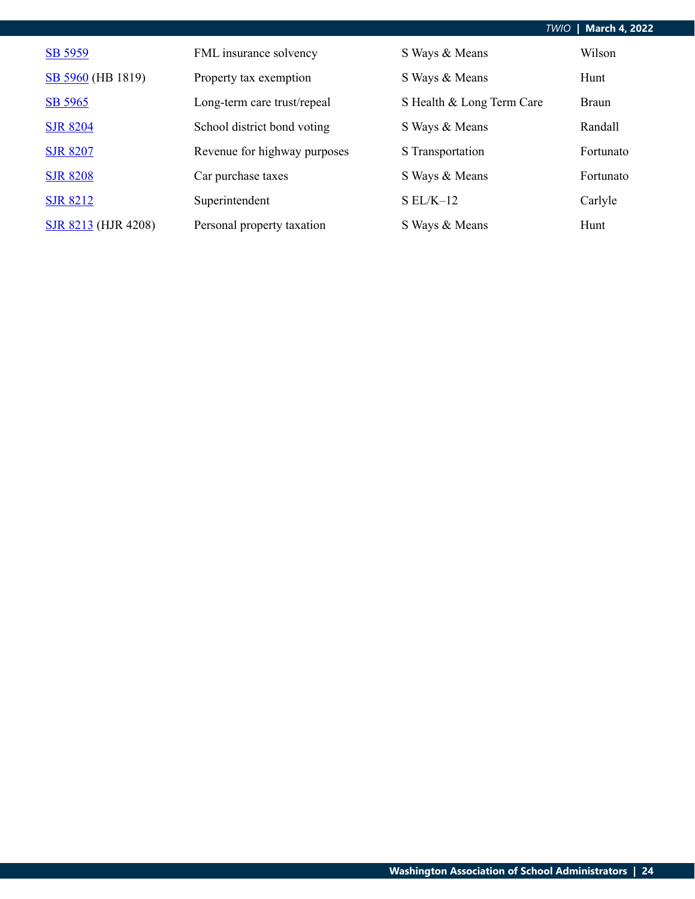| | | | |
|---|---|---|---|
| SB 5959 | FML insurance solvency | S Ways & Means | Wilson |
| SB 5960 (HB 1819) | Property tax exemption | S Ways & Means | Hunt |
| SB 5965 | Long-term care trust/repeal | S Health & Long Term Care | Braun |
| SJR 8204 | School district bond voting | S Ways & Means | Randall |
| SJR 8207 | Revenue for highway purposes | S Transportation | Fortunato |
| SJR 8208 | Car purchase taxes | S Ways & Means | Fortunato |
| SJR 8212 | Superintendent | S EL/K–12 | Carlyle |
| SJR 8213 (HJR 4208) | Personal property taxation | S Ways & Means | Hunt |